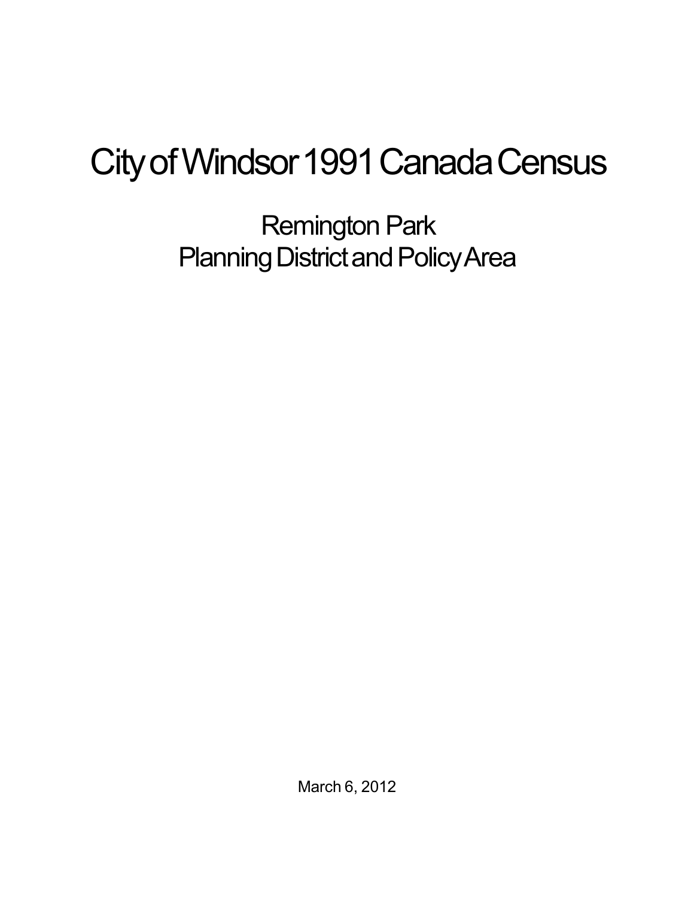# City of Windsor 1991 Canada Census

## Remington Park
## Planning District and Policy Area

March 6, 2012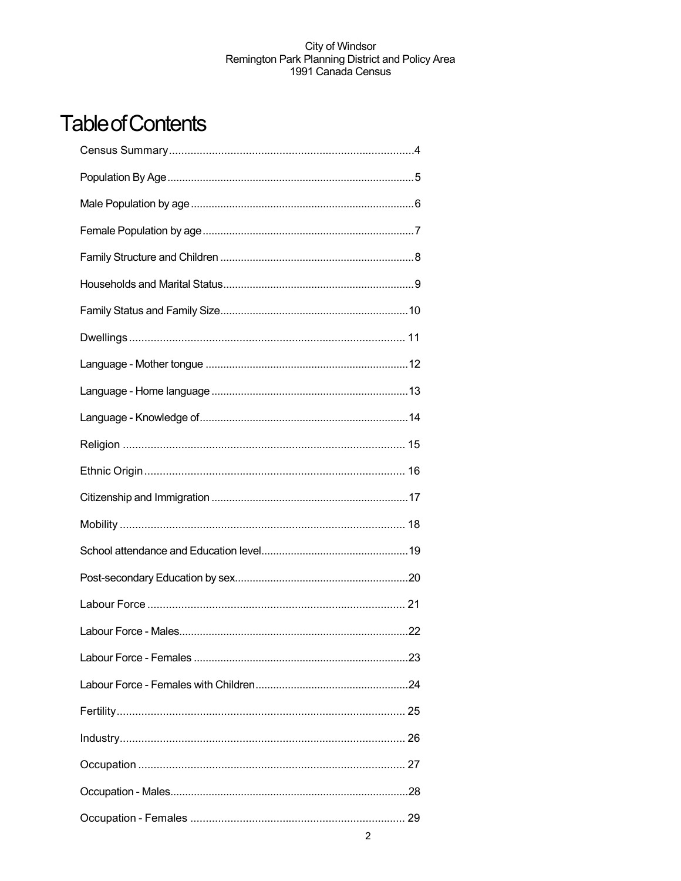# Table of Contents

Census Summary....................................................................................4

Population By Age..................................................................................5

Male Population by age..........................................................................6

Female Population by age.......................................................................7

Family Structure and Children .................................................................8

Households and Marital Status................................................................9

Family Status and Family Size...............................................................10

Dwellings.............................................................................................. 11

Language - Mother tongue ....................................................................12

Language - Home language ..................................................................13

Language - Knowledge of......................................................................14

Religion ................................................................................................ 15

Ethnic Origin ......................................................................................... 16

Citizenship and Immigration ..................................................................17

Mobility ................................................................................................. 18

School attendance and Education level.................................................19

Post-secondary Education by sex..........................................................20

Labour Force ........................................................................................ 21

Labour Force - Males............................................................................22

Labour Force - Females ........................................................................23

Labour Force - Females with Children...................................................24

Fertility.................................................................................................. 25

Industry................................................................................................. 26

Occupation ........................................................................................... 27

Occupation - Males...............................................................................28

Occupation - Females .......................................................................... 29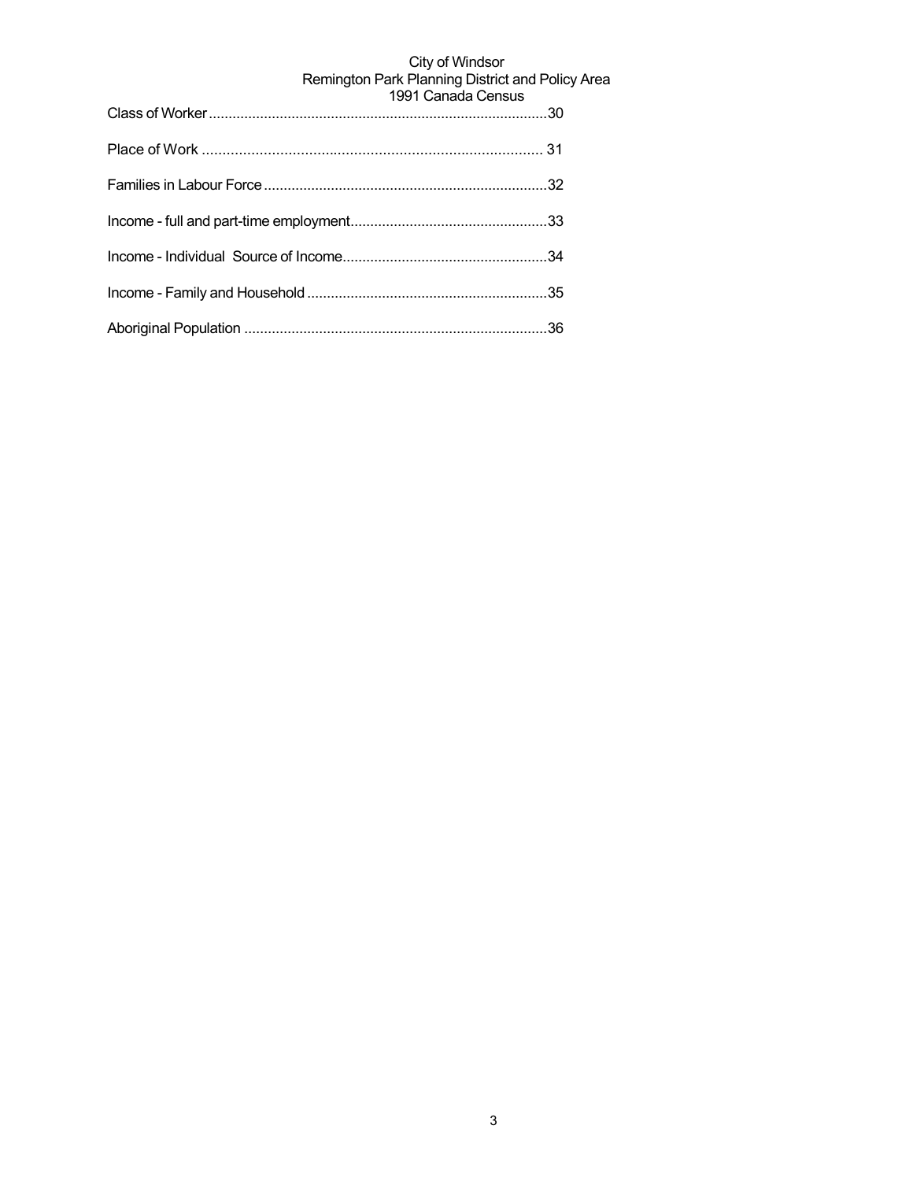Class of Worker.....................................................................................30

Place of Work .................................................................................... 31

Families in Labour Force.......................................................................32

Income - full and part-time employment.................................................33

Income - Individual Source of Income....................................................34

Income - Family and Household .............................................................35

Aboriginal Population ............................................................................36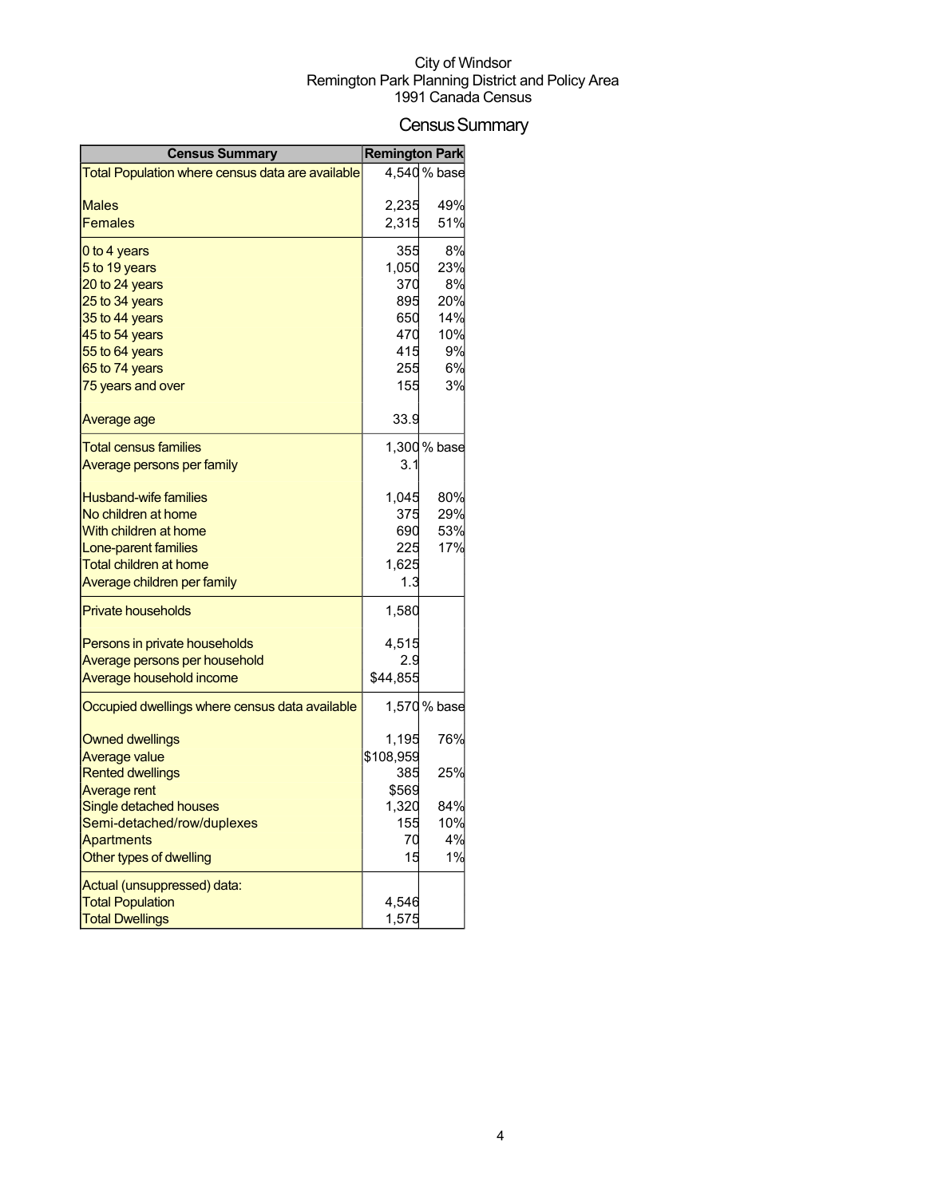City of Windsor
Remington Park Planning District and Policy Area
1991 Canada Census

# Census Summary

| Census Summary | Remington Park | |
|---|---|---|
| Total Population where census data are available | 4,540 | % base |
| Males | 2,235 | 49% |
| Females | 2,315 | 51% |
| 0 to 4 years | 355 | 8% |
| 5 to 19 years | 1,050 | 23% |
| 20 to 24 years | 370 | 8% |
| 25 to 34 years | 895 | 20% |
| 35 to 44 years | 650 | 14% |
| 45 to 54 years | 470 | 10% |
| 55 to 64 years | 415 | 9% |
| 65 to 74 years | 255 | 6% |
| 75 years and over | 155 | 3% |
| Average age | 33.9 | |
| Total census families | 1,300 | % base |
| Average persons per family | 3.1 | |
| Husband-wife families | 1,045 | 80% |
| No children at home | 375 | 29% |
| With children at home | 690 | 53% |
| Lone-parent families | 225 | 17% |
| Total children at home | 1,625 | |
| Average children per family | 1.3 | |
| Private households | 1,580 | |
| Persons in private households | 4,515 | |
| Average persons per household | 2.9 | |
| Average household income | $44,855 | |
| Occupied dwellings where census data available | 1,570 | % base |
| Owned dwellings | 1,195 | 76% |
| Average value | $108,959 | |
| Rented dwellings | 385 | 25% |
| Average rent | $569 | |
| Single detached houses | 1,320 | 84% |
| Semi-detached/row/duplexes | 155 | 10% |
| Apartments | 70 | 4% |
| Other types of dwelling | 15 | 1% |
| Actual (unsuppressed) data: | | |
| Total Population | 4,546 | |
| Total Dwellings | 1,575 | |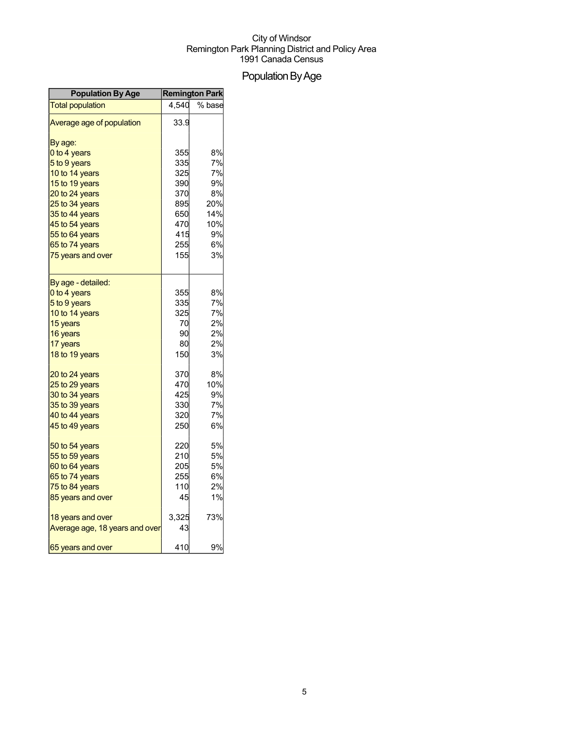City of Windsor
Remington Park Planning District and Policy Area
1991 Canada Census

# Population By Age

| Population By Age | Remington Park | |
|---|---|---|
| Total population | 4,540 | % base |
| Average age of population | 33.9 | |
| By age: | | |
| 0 to 4 years | 355 | 8% |
| 5 to 9 years | 335 | 7% |
| 10 to 14 years | 325 | 7% |
| 15 to 19 years | 390 | 9% |
| 20 to 24 years | 370 | 8% |
| 25 to 34 years | 895 | 20% |
| 35 to 44 years | 650 | 14% |
| 45 to 54 years | 470 | 10% |
| 55 to 64 years | 415 | 9% |
| 65 to 74 years | 255 | 6% |
| 75 years and over | 155 | 3% |
| By age - detailed: | | |
| 0 to 4 years | 355 | 8% |
| 5 to 9 years | 335 | 7% |
| 10 to 14 years | 325 | 7% |
| 15 years | 70 | 2% |
| 16 years | 90 | 2% |
| 17 years | 80 | 2% |
| 18 to 19 years | 150 | 3% |
| 20 to 24 years | 370 | 8% |
| 25 to 29 years | 470 | 10% |
| 30 to 34 years | 425 | 9% |
| 35 to 39 years | 330 | 7% |
| 40 to 44 years | 320 | 7% |
| 45 to 49 years | 250 | 6% |
| 50 to 54 years | 220 | 5% |
| 55 to 59 years | 210 | 5% |
| 60 to 64 years | 205 | 5% |
| 65 to 74 years | 255 | 6% |
| 75 to 84 years | 110 | 2% |
| 85 years and over | 45 | 1% |
| 18 years and over | 3,325 | 73% |
| Average age, 18 years and over | 43 | |
| 65 years and over | 410 | 9% |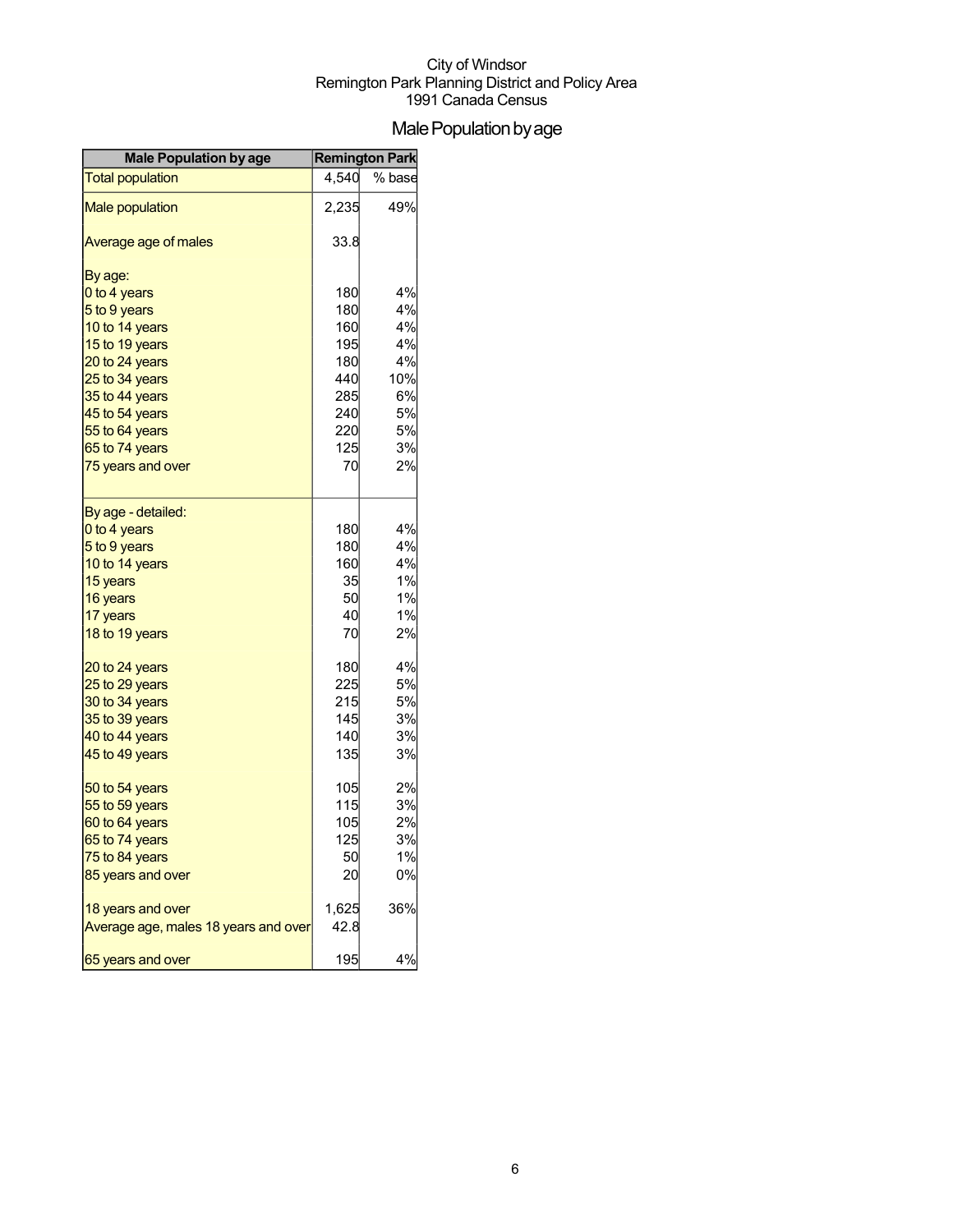City of Windsor
Remington Park Planning District and Policy Area
1991 Canada Census

# Male Population by age

| Male Population by age | Remington Park | |
|---|---|---|
| Total population | 4,540 | % base |
| Male population | 2,235 | 49% |
| Average age of males | 33.8 | |
| By age: | | |
| 0 to 4 years | 180 | 4% |
| 5 to 9 years | 180 | 4% |
| 10 to 14 years | 160 | 4% |
| 15 to 19 years | 195 | 4% |
| 20 to 24 years | 180 | 4% |
| 25 to 34 years | 440 | 10% |
| 35 to 44 years | 285 | 6% |
| 45 to 54 years | 240 | 5% |
| 55 to 64 years | 220 | 5% |
| 65 to 74 years | 125 | 3% |
| 75 years and over | 70 | 2% |
| By age - detailed: | | |
| 0 to 4 years | 180 | 4% |
| 5 to 9 years | 180 | 4% |
| 10 to 14 years | 160 | 4% |
| 15 years | 35 | 1% |
| 16 years | 50 | 1% |
| 17 years | 40 | 1% |
| 18 to 19 years | 70 | 2% |
| 20 to 24 years | 180 | 4% |
| 25 to 29 years | 225 | 5% |
| 30 to 34 years | 215 | 5% |
| 35 to 39 years | 145 | 3% |
| 40 to 44 years | 140 | 3% |
| 45 to 49 years | 135 | 3% |
| 50 to 54 years | 105 | 2% |
| 55 to 59 years | 115 | 3% |
| 60 to 64 years | 105 | 2% |
| 65 to 74 years | 125 | 3% |
| 75 to 84 years | 50 | 1% |
| 85 years and over | 20 | 0% |
| 18 years and over | 1,625 | 36% |
| Average age, males 18 years and over | 42.8 | |
| 65 years and over | 195 | 4% |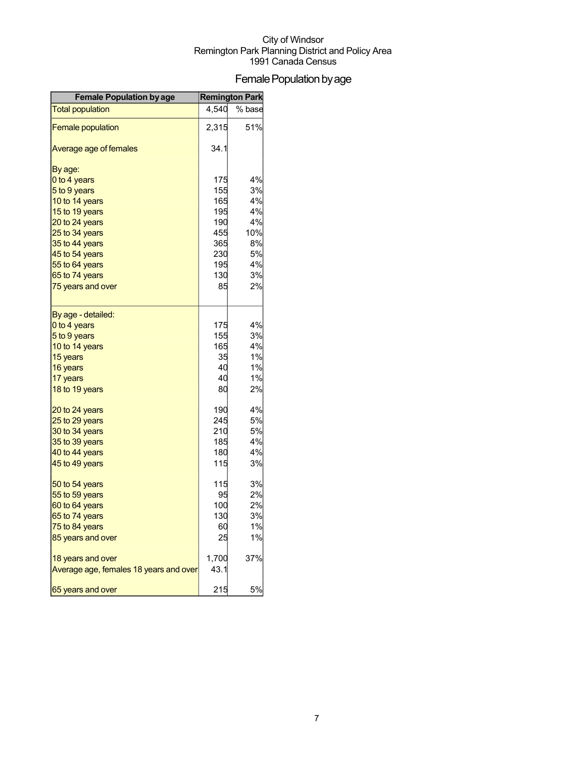City of Windsor
Remington Park Planning District and Policy Area
1991 Canada Census

# Female Population by age

| Female Population by age | Remington Park | |
|---|---|---|
| Total population | 4,540 | % base |
| Female population | 2,315 | 51% |
| Average age of females | 34.1 | |
| By age: | | |
| 0 to 4 years | 175 | 4% |
| 5 to 9 years | 155 | 3% |
| 10 to 14 years | 165 | 4% |
| 15 to 19 years | 195 | 4% |
| 20 to 24 years | 190 | 4% |
| 25 to 34 years | 455 | 10% |
| 35 to 44 years | 365 | 8% |
| 45 to 54 years | 230 | 5% |
| 55 to 64 years | 195 | 4% |
| 65 to 74 years | 130 | 3% |
| 75 years and over | 85 | 2% |
| By age - detailed: | | |
| 0 to 4 years | 175 | 4% |
| 5 to 9 years | 155 | 3% |
| 10 to 14 years | 165 | 4% |
| 15 years | 35 | 1% |
| 16 years | 40 | 1% |
| 17 years | 40 | 1% |
| 18 to 19 years | 80 | 2% |
| 20 to 24 years | 190 | 4% |
| 25 to 29 years | 245 | 5% |
| 30 to 34 years | 210 | 5% |
| 35 to 39 years | 185 | 4% |
| 40 to 44 years | 180 | 4% |
| 45 to 49 years | 115 | 3% |
| 50 to 54 years | 115 | 3% |
| 55 to 59 years | 95 | 2% |
| 60 to 64 years | 100 | 2% |
| 65 to 74 years | 130 | 3% |
| 75 to 84 years | 60 | 1% |
| 85 years and over | 25 | 1% |
| 18 years and over | 1,700 | 37% |
| Average age, females 18 years and over | 43.1 | |
| 65 years and over | 215 | 5% |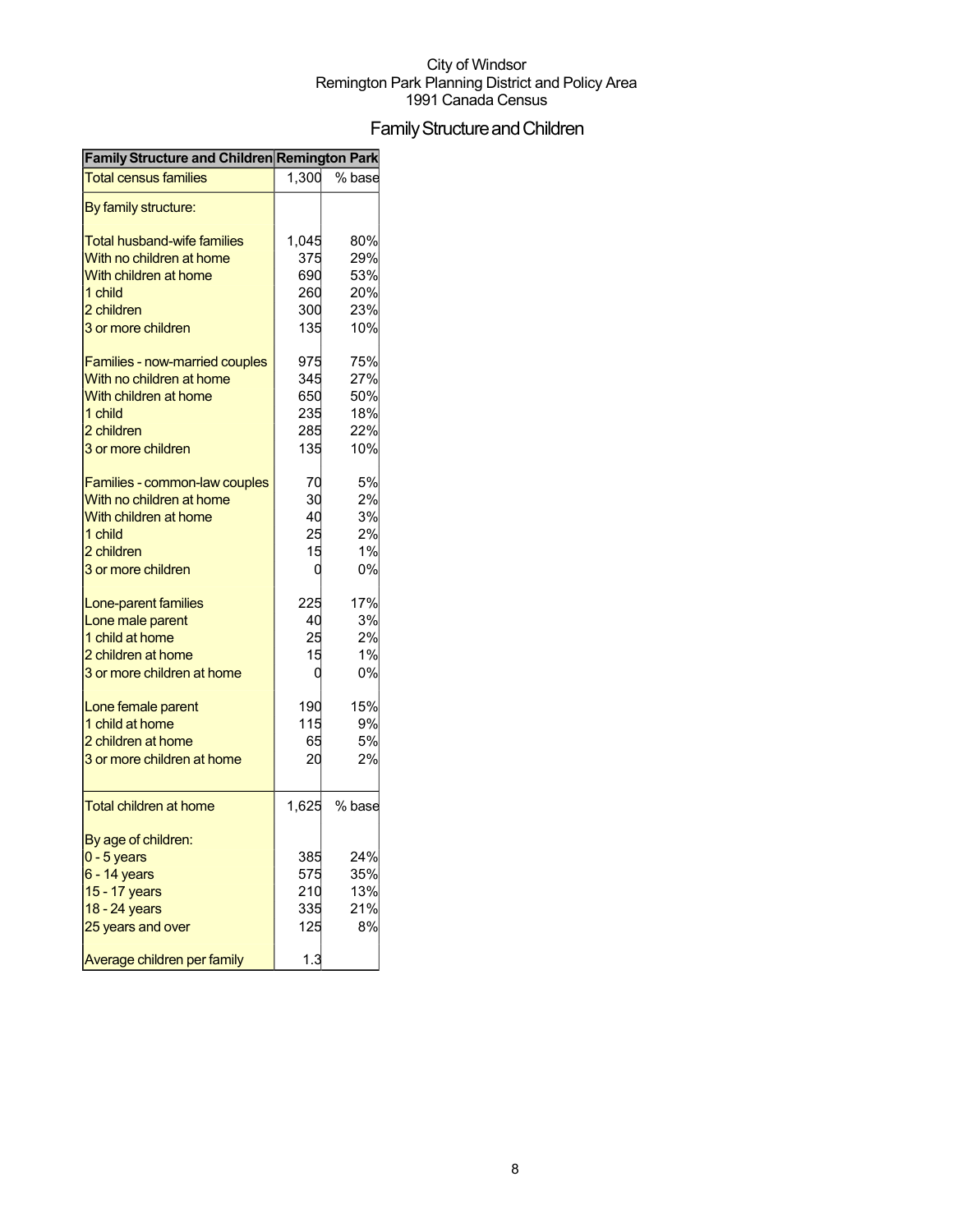City of Windsor
Remington Park Planning District and Policy Area
1991 Canada Census

# Family Structure and Children

| Family Structure and Children | Remington Park | |
|---|---|---|
| Total census families | 1,300 | % base |
| By family structure: | | |
| Total husband-wife families | 1,045 | 80% |
| With no children at home | 375 | 29% |
| With children at home | 690 | 53% |
| 1 child | 260 | 20% |
| 2 children | 300 | 23% |
| 3 or more children | 135 | 10% |
| Families - now-married couples | 975 | 75% |
| With no children at home | 345 | 27% |
| With children at home | 650 | 50% |
| 1 child | 235 | 18% |
| 2 children | 285 | 22% |
| 3 or more children | 135 | 10% |
| Families - common-law couples | 70 | 5% |
| With no children at home | 30 | 2% |
| With children at home | 40 | 3% |
| 1 child | 25 | 2% |
| 2 children | 15 | 1% |
| 3 or more children | 0 | 0% |
| Lone-parent families | 225 | 17% |
| Lone male parent | 40 | 3% |
| 1 child at home | 25 | 2% |
| 2 children at home | 15 | 1% |
| 3 or more children at home | 0 | 0% |
| Lone female parent | 190 | 15% |
| 1 child at home | 115 | 9% |
| 2 children at home | 65 | 5% |
| 3 or more children at home | 20 | 2% |
| Total children at home | 1,625 | % base |
| By age of children: | | |
| 0 - 5 years | 385 | 24% |
| 6 - 14 years | 575 | 35% |
| 15 - 17 years | 210 | 13% |
| 18 - 24 years | 335 | 21% |
| 25 years and over | 125 | 8% |
| Average children per family | 1.3 | |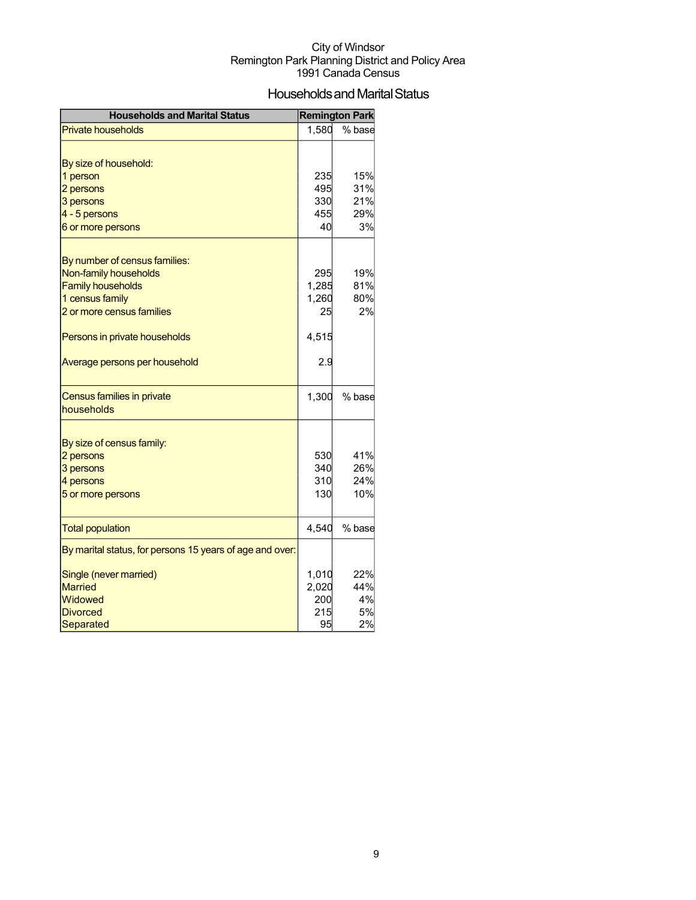City of Windsor
Remington Park Planning District and Policy Area
1991 Canada Census

# Households and Marital Status

| Households and Marital Status | Remington Park | |
|---|---|---|
| Private households | 1,580 | % base |
| | | |
| By size of household: | | |
| 1 person | 235 | 15% |
| 2 persons | 495 | 31% |
| 3 persons | 330 | 21% |
| 4 - 5 persons | 455 | 29% |
| 6 or more persons | 40 | 3% |
| | | |
| By number of census families: | | |
| Non-family households | 295 | 19% |
| Family households | 1,285 | 81% |
| 1 census family | 1,260 | 80% |
| 2 or more census families | 25 | 2% |
| | | |
| Persons in private households | 4,515 | |
| | | |
| Average persons per household | 2.9 | |
| | | |
| Census families in private households | 1,300 | % base |
| | | |
| By size of census family: | | |
| 2 persons | 530 | 41% |
| 3 persons | 340 | 26% |
| 4 persons | 310 | 24% |
| 5 or more persons | 130 | 10% |
| | | |
| Total population | 4,540 | % base |
| By marital status, for persons 15 years of age and over: | | |
| | | |
| Single (never married) | 1,010 | 22% |
| Married | 2,020 | 44% |
| Widowed | 200 | 4% |
| Divorced | 215 | 5% |
| Separated | 95 | 2% |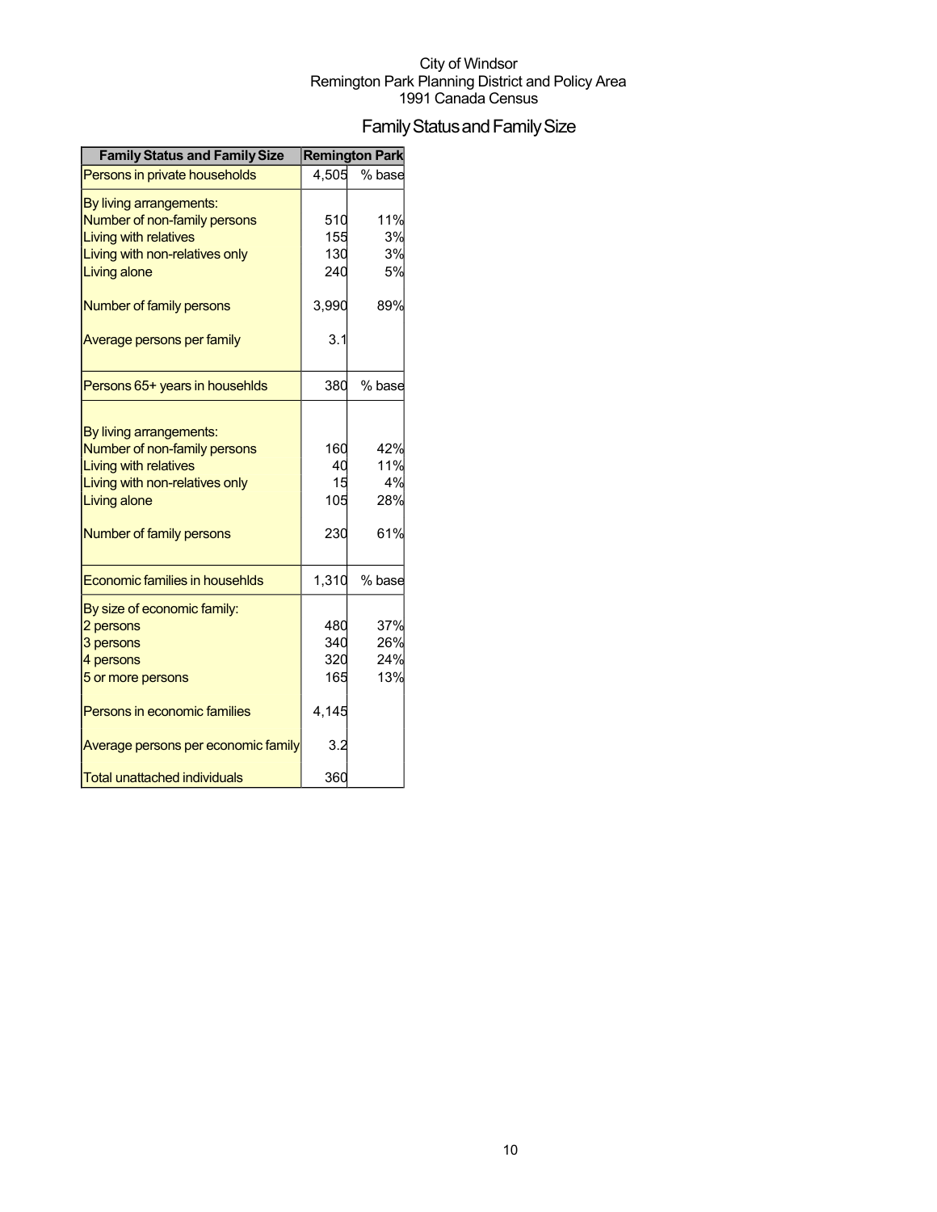City of Windsor
Remington Park Planning District and Policy Area
1991 Canada Census

# Family Status and Family Size

| Family Status and Family Size | Remington Park | |
|---|---|---|
| Persons in private households | 4,505 | % base |
| By living arrangements: | | |
| Number of non-family persons | 510 | 11% |
| Living with relatives | 155 | 3% |
| Living with non-relatives only | 130 | 3% |
| Living alone | 240 | 5% |
| Number of family persons | 3,990 | 89% |
| Average persons per family | 3.1 | |
| Persons 65+ years in househlds | 380 | % base |
| By living arrangements: | | |
| Number of non-family persons | 160 | 42% |
| Living with relatives | 40 | 11% |
| Living with non-relatives only | 15 | 4% |
| Living alone | 105 | 28% |
| Number of family persons | 230 | 61% |
| Economic families in househlds | 1,310 | % base |
| By size of economic family: | | |
| 2 persons | 480 | 37% |
| 3 persons | 340 | 26% |
| 4 persons | 320 | 24% |
| 5 or more persons | 165 | 13% |
| Persons in economic families | 4,145 | |
| Average persons per economic family | 3.2 | |
| Total unattached individuals | 360 | |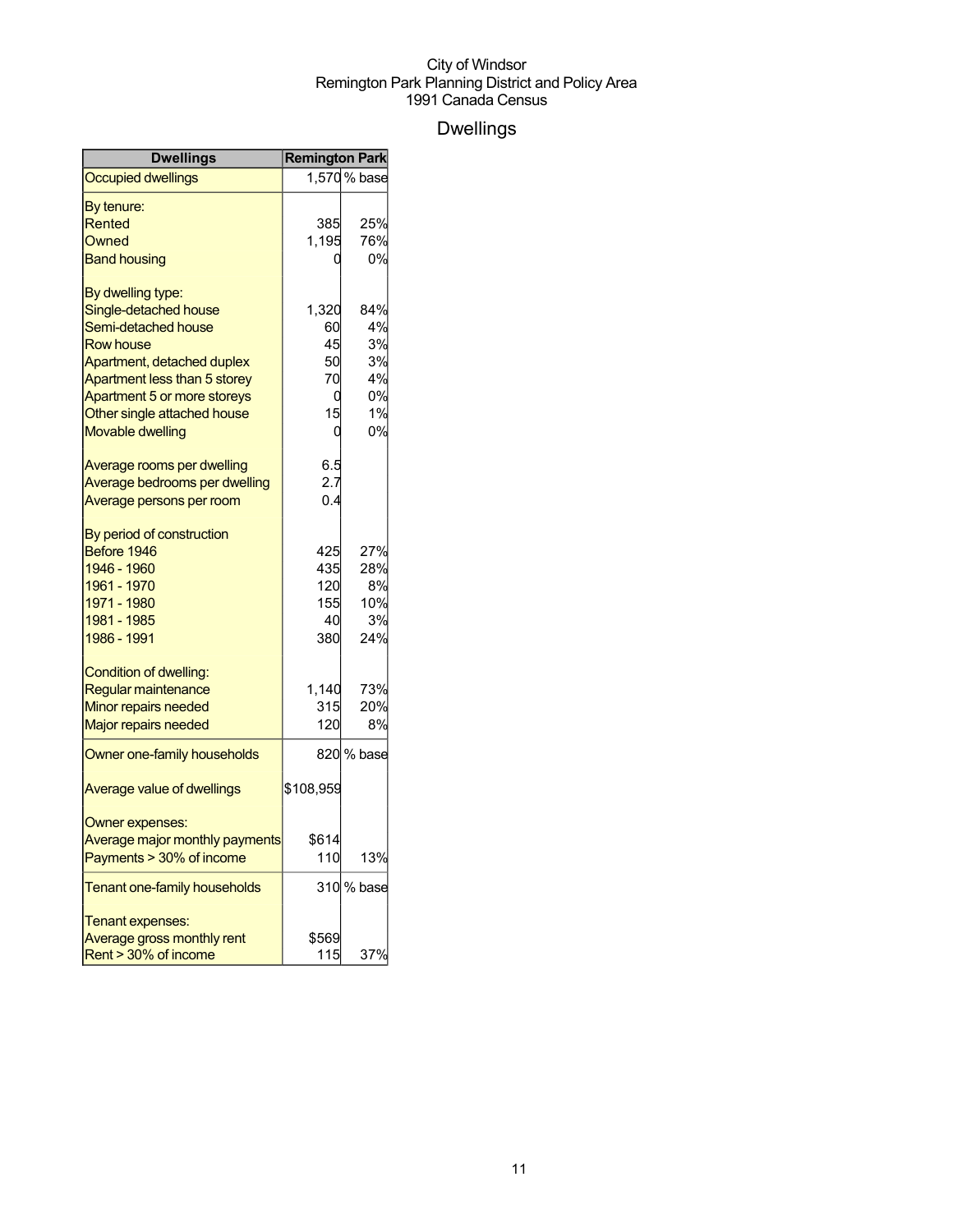City of Windsor
Remington Park Planning District and Policy Area
1991 Canada Census

# Dwellings

| Dwellings | Remington Park | |
|---|---|---|
| Occupied dwellings | 1,570 | % base |
| By tenure: | | |
| Rented | 385 | 25% |
| Owned | 1,195 | 76% |
| Band housing | 0 | 0% |
| By dwelling type: | | |
| Single-detached house | 1,320 | 84% |
| Semi-detached house | 60 | 4% |
| Row house | 45 | 3% |
| Apartment, detached duplex | 50 | 3% |
| Apartment less than 5 storey | 70 | 4% |
| Apartment 5 or more storeys | 0 | 0% |
| Other single attached house | 15 | 1% |
| Movable dwelling | 0 | 0% |
| Average rooms per dwelling | 6.5 | |
| Average bedrooms per dwelling | 2.7 | |
| Average persons per room | 0.4 | |
| By period of construction | | |
| Before 1946 | 425 | 27% |
| 1946 - 1960 | 435 | 28% |
| 1961 - 1970 | 120 | 8% |
| 1971 - 1980 | 155 | 10% |
| 1981 - 1985 | 40 | 3% |
| 1986 - 1991 | 380 | 24% |
| Condition of dwelling: | | |
| Regular maintenance | 1,140 | 73% |
| Minor repairs needed | 315 | 20% |
| Major repairs needed | 120 | 8% |
| Owner one-family households | 820 | % base |
| Average value of dwellings | $108,959 | |
| Owner expenses: | | |
| Average major monthly payments | $614 | |
| Payments > 30% of income | 110 | 13% |
| Tenant one-family households | 310 | % base |
| Tenant expenses: | | |
| Average gross monthly rent | $569 | |
| Rent > 30% of income | 115 | 37% |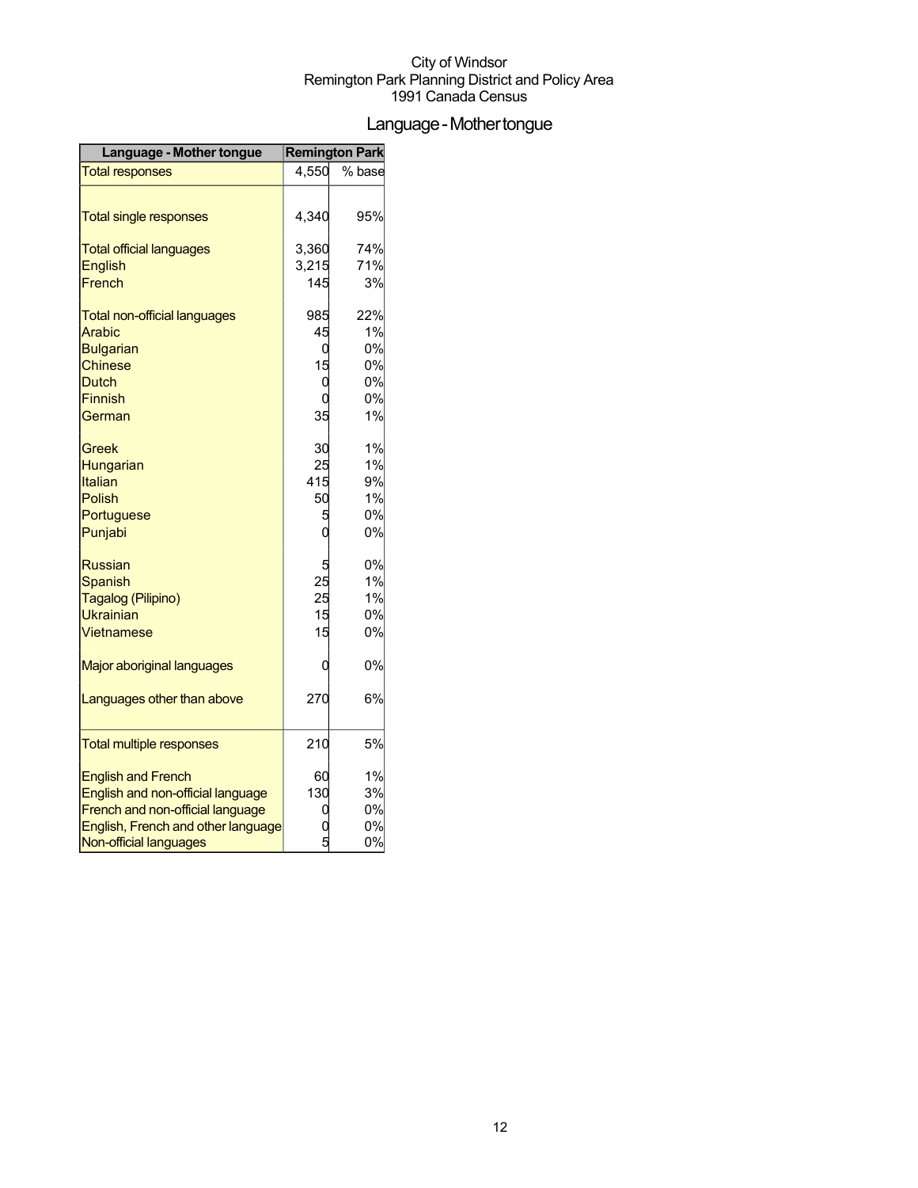City of Windsor
Remington Park Planning District and Policy Area
1991 Canada Census

# Language - Mother tongue

| Language - Mother tongue | Remington Park | |
|---|---|---|
| Total responses | 4,550 | % base |
| Total single responses | 4,340 | 95% |
| Total official languages | 3,360 | 74% |
| English | 3,215 | 71% |
| French | 145 | 3% |
| Total non-official languages | 985 | 22% |
| Arabic | 45 | 1% |
| Bulgarian | 0 | 0% |
| Chinese | 15 | 0% |
| Dutch | 0 | 0% |
| Finnish | 0 | 0% |
| German | 35 | 1% |
| Greek | 30 | 1% |
| Hungarian | 25 | 1% |
| Italian | 415 | 9% |
| Polish | 50 | 1% |
| Portuguese | 5 | 0% |
| Punjabi | 0 | 0% |
| Russian | 5 | 0% |
| Spanish | 25 | 1% |
| Tagalog (Pilipino) | 25 | 1% |
| Ukrainian | 15 | 0% |
| Vietnamese | 15 | 0% |
| Major aboriginal languages | 0 | 0% |
| Languages other than above | 270 | 6% |
| Total multiple responses | 210 | 5% |
| English and French | 60 | 1% |
| English and non-official language | 130 | 3% |
| French and non-official language | 0 | 0% |
| English, French and other language | 0 | 0% |
| Non-official languages | 5 | 0% |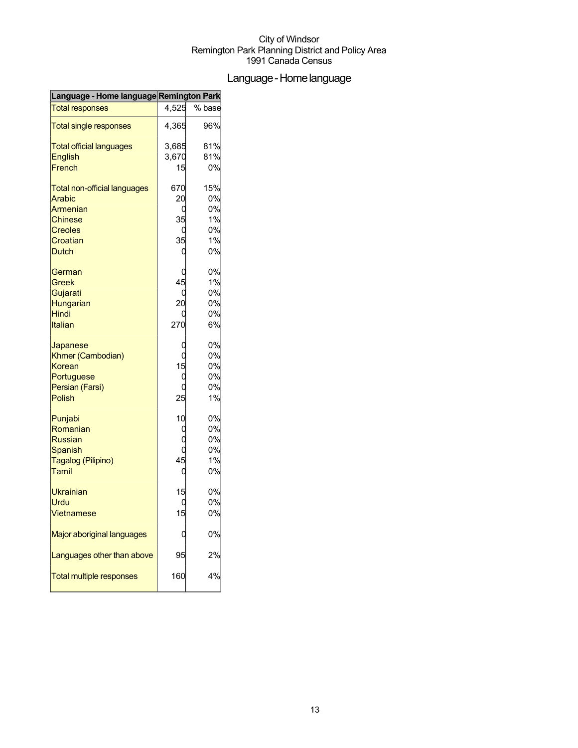City of Windsor
Remington Park Planning District and Policy Area
1991 Canada Census

# Language - Home language

| Language - Home language | Remington Park | |
|---|---|---|
| Total responses | 4,525 | % base |
| Total single responses | 4,365 | 96% |
| Total official languages | 3,685 | 81% |
| English | 3,670 | 81% |
| French | 15 | 0% |
| Total non-official languages | 670 | 15% |
| Arabic | 20 | 0% |
| Armenian | 0 | 0% |
| Chinese | 35 | 1% |
| Creoles | 0 | 0% |
| Croatian | 35 | 1% |
| Dutch | 0 | 0% |
| German | 0 | 0% |
| Greek | 45 | 1% |
| Gujarati | 0 | 0% |
| Hungarian | 20 | 0% |
| Hindi | 0 | 0% |
| Italian | 270 | 6% |
| Japanese | 0 | 0% |
| Khmer (Cambodian) | 0 | 0% |
| Korean | 15 | 0% |
| Portuguese | 0 | 0% |
| Persian (Farsi) | 0 | 0% |
| Polish | 25 | 1% |
| Punjabi | 10 | 0% |
| Romanian | 0 | 0% |
| Russian | 0 | 0% |
| Spanish | 0 | 0% |
| Tagalog (Pilipino) | 45 | 1% |
| Tamil | 0 | 0% |
| Ukrainian | 15 | 0% |
| Urdu | 0 | 0% |
| Vietnamese | 15 | 0% |
| Major aboriginal languages | 0 | 0% |
| Languages other than above | 95 | 2% |
| Total multiple responses | 160 | 4% |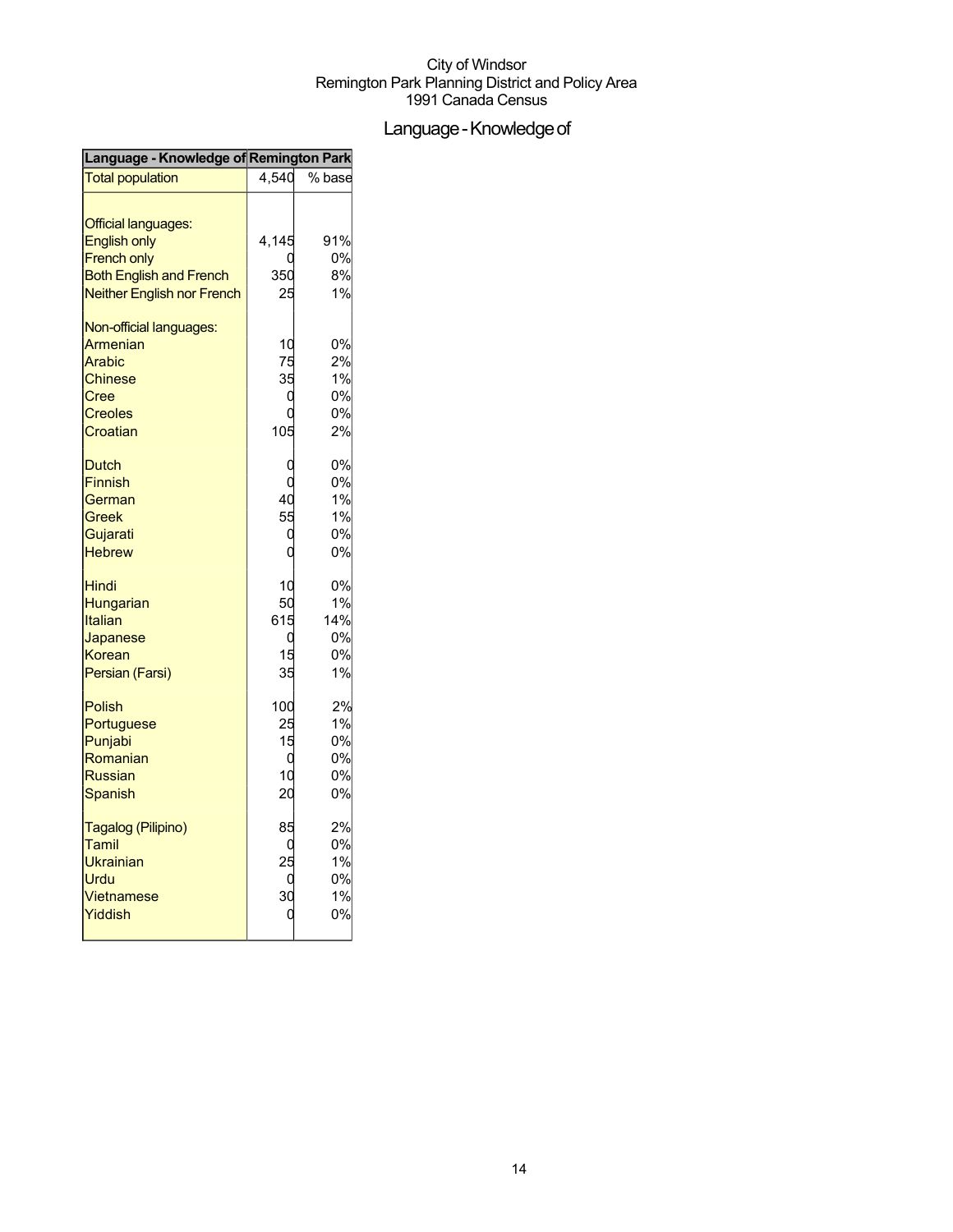City of Windsor
Remington Park Planning District and Policy Area
1991 Canada Census

# Language - Knowledge of

| Language - Knowledge of | Remington Park | |
|---|---|---|
| Total population | 4,540 | % base |
| | | |
| Official languages: | | |
| English only | 4,145 | 91% |
| French only | 0 | 0% |
| Both English and French | 350 | 8% |
| Neither English nor French | 25 | 1% |
| | | |
| Non-official languages: | | |
| Armenian | 10 | 0% |
| Arabic | 75 | 2% |
| Chinese | 35 | 1% |
| Cree | 0 | 0% |
| Creoles | 0 | 0% |
| Croatian | 105 | 2% |
| | | |
| Dutch | 0 | 0% |
| Finnish | 0 | 0% |
| German | 40 | 1% |
| Greek | 55 | 1% |
| Gujarati | 0 | 0% |
| Hebrew | 0 | 0% |
| | | |
| Hindi | 10 | 0% |
| Hungarian | 50 | 1% |
| Italian | 615 | 14% |
| Japanese | 0 | 0% |
| Korean | 15 | 0% |
| Persian (Farsi) | 35 | 1% |
| | | |
| Polish | 100 | 2% |
| Portuguese | 25 | 1% |
| Punjabi | 15 | 0% |
| Romanian | 0 | 0% |
| Russian | 10 | 0% |
| Spanish | 20 | 0% |
| | | |
| Tagalog (Pilipino) | 85 | 2% |
| Tamil | 0 | 0% |
| Ukrainian | 25 | 1% |
| Urdu | 0 | 0% |
| Vietnamese | 30 | 1% |
| Yiddish | 0 | 0% |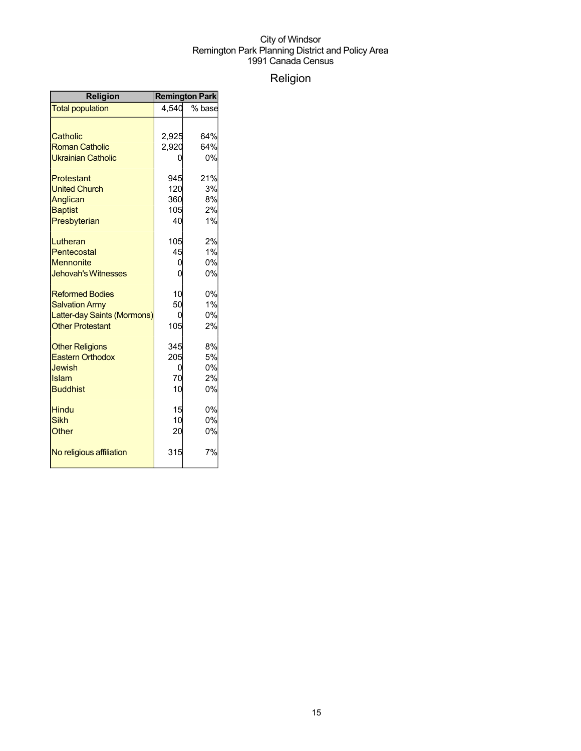City of Windsor
Remington Park Planning District and Policy Area
1991 Canada Census

# Religion

| Religion | Remington Park | |
|---|---|---|
| Total population | 4,540 | % base |
| | | |
| Catholic | 2,925 | 64% |
| Roman Catholic | 2,920 | 64% |
| Ukrainian Catholic | 0 | 0% |
| | | |
| Protestant | 945 | 21% |
| United Church | 120 | 3% |
| Anglican | 360 | 8% |
| Baptist | 105 | 2% |
| Presbyterian | 40 | 1% |
| | | |
| Lutheran | 105 | 2% |
| Pentecostal | 45 | 1% |
| Mennonite | 0 | 0% |
| Jehovah's Witnesses | 0 | 0% |
| | | |
| Reformed Bodies | 10 | 0% |
| Salvation Army | 50 | 1% |
| Latter-day Saints (Mormons) | 0 | 0% |
| Other Protestant | 105 | 2% |
| | | |
| Other Religions | 345 | 8% |
| Eastern Orthodox | 205 | 5% |
| Jewish | 0 | 0% |
| Islam | 70 | 2% |
| Buddhist | 10 | 0% |
| | | |
| Hindu | 15 | 0% |
| Sikh | 10 | 0% |
| Other | 20 | 0% |
| | | |
| No religious affiliation | 315 | 7% |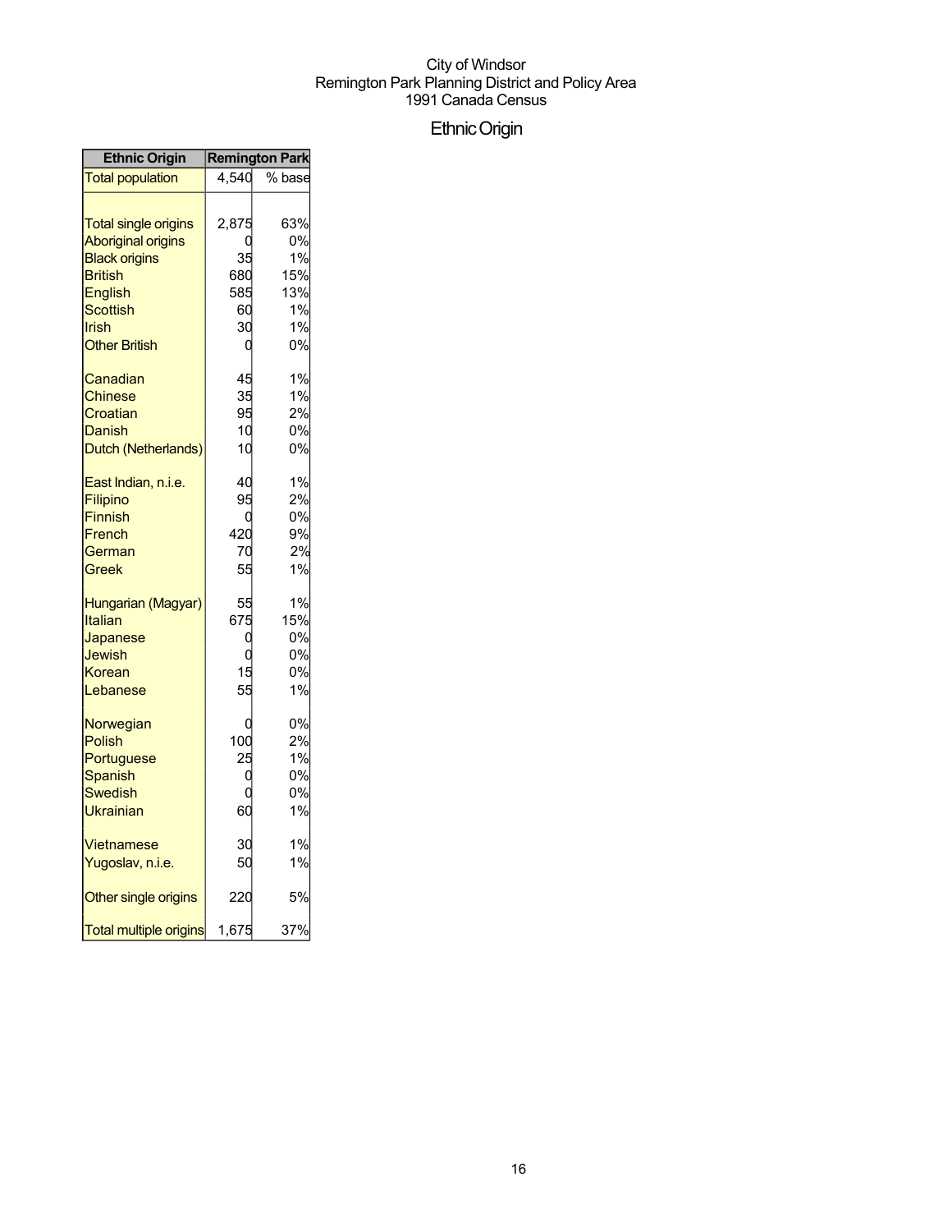City of Windsor
Remington Park Planning District and Policy Area
1991 Canada Census

# Ethnic Origin

| Ethnic Origin | Remington Park | |
|---|---|---|
| Total population | 4,540 | % base |
| | | |
| Total single origins | 2,875 | 63% |
| Aboriginal origins | 0 | 0% |
| Black origins | 35 | 1% |
| British | 680 | 15% |
| English | 585 | 13% |
| Scottish | 60 | 1% |
| Irish | 30 | 1% |
| Other British | 0 | 0% |
| | | |
| Canadian | 45 | 1% |
| Chinese | 35 | 1% |
| Croatian | 95 | 2% |
| Danish | 10 | 0% |
| Dutch (Netherlands) | 10 | 0% |
| | | |
| East Indian, n.i.e. | 40 | 1% |
| Filipino | 95 | 2% |
| Finnish | 0 | 0% |
| French | 420 | 9% |
| German | 70 | 2% |
| Greek | 55 | 1% |
| | | |
| Hungarian (Magyar) | 55 | 1% |
| Italian | 675 | 15% |
| Japanese | 0 | 0% |
| Jewish | 0 | 0% |
| Korean | 15 | 0% |
| Lebanese | 55 | 1% |
| | | |
| Norwegian | 0 | 0% |
| Polish | 100 | 2% |
| Portuguese | 25 | 1% |
| Spanish | 0 | 0% |
| Swedish | 0 | 0% |
| Ukrainian | 60 | 1% |
| | | |
| Vietnamese | 30 | 1% |
| Yugoslav, n.i.e. | 50 | 1% |
| | | |
| Other single origins | 220 | 5% |
| | | |
| Total multiple origins | 1,675 | 37% |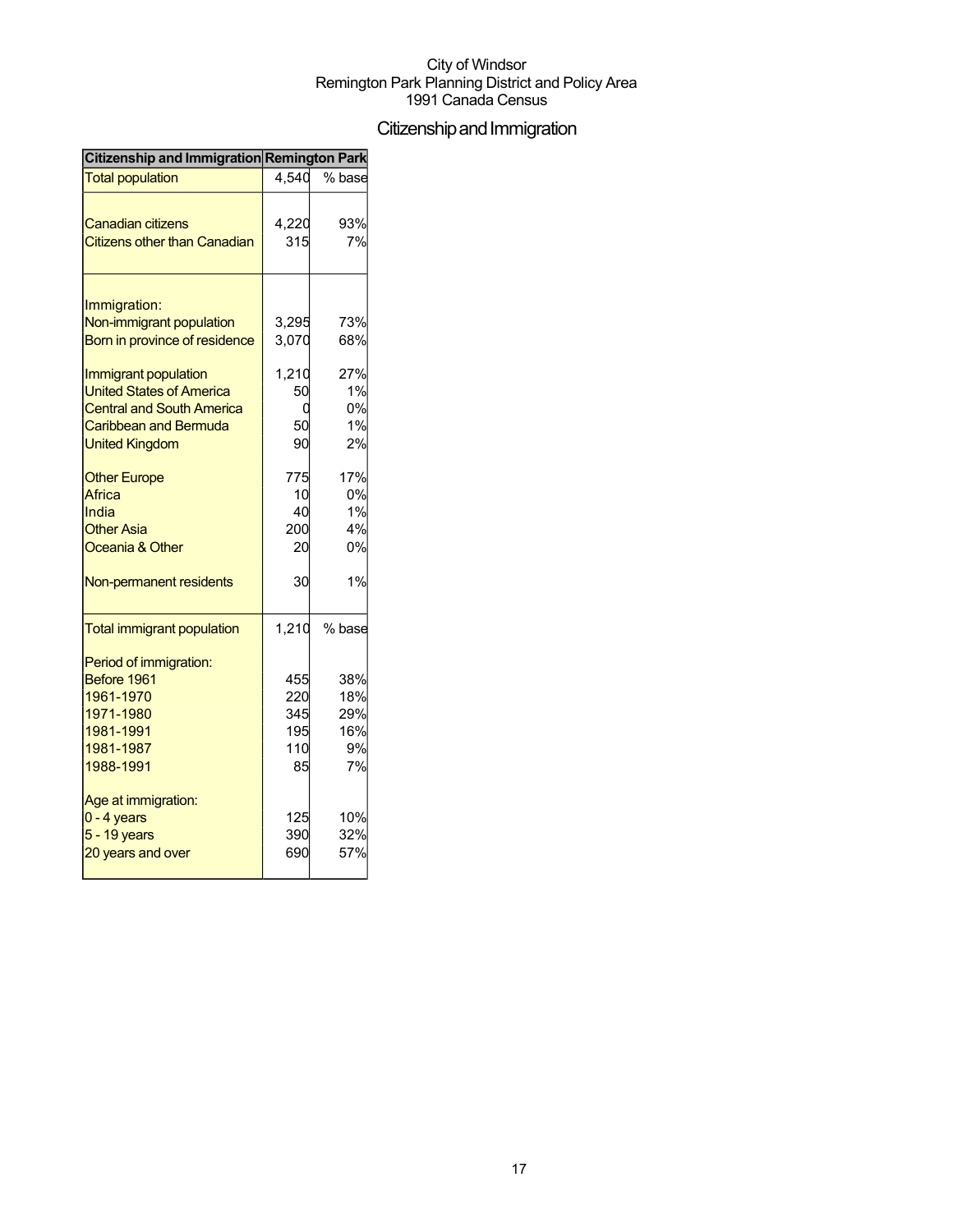City of Windsor
Remington Park Planning District and Policy Area
1991 Canada Census

# Citizenship and Immigration

| Citizenship and Immigration | Remington Park | |
|---|---|---|
| Total population | 4,540 | % base |
| | | |
| Canadian citizens | 4,220 | 93% |
| Citizens other than Canadian | 315 | 7% |
| | | |
| Immigration: | | |
| Non-immigrant population | 3,295 | 73% |
| Born in province of residence | 3,070 | 68% |
| | | |
| Immigrant population | 1,210 | 27% |
| United States of America | 50 | 1% |
| Central and South America | 0 | 0% |
| Caribbean and Bermuda | 50 | 1% |
| United Kingdom | 90 | 2% |
| | | |
| Other Europe | 775 | 17% |
| Africa | 10 | 0% |
| India | 40 | 1% |
| Other Asia | 200 | 4% |
| Oceania & Other | 20 | 0% |
| | | |
| Non-permanent residents | 30 | 1% |
| | | |
| Total immigrant population | 1,210 | % base |
| | | |
| Period of immigration: | | |
| Before 1961 | 455 | 38% |
| 1961-1970 | 220 | 18% |
| 1971-1980 | 345 | 29% |
| 1981-1991 | 195 | 16% |
| 1981-1987 | 110 | 9% |
| 1988-1991 | 85 | 7% |
| | | |
| Age at immigration: | | |
| 0 - 4 years | 125 | 10% |
| 5 - 19 years | 390 | 32% |
| 20 years and over | 690 | 57% |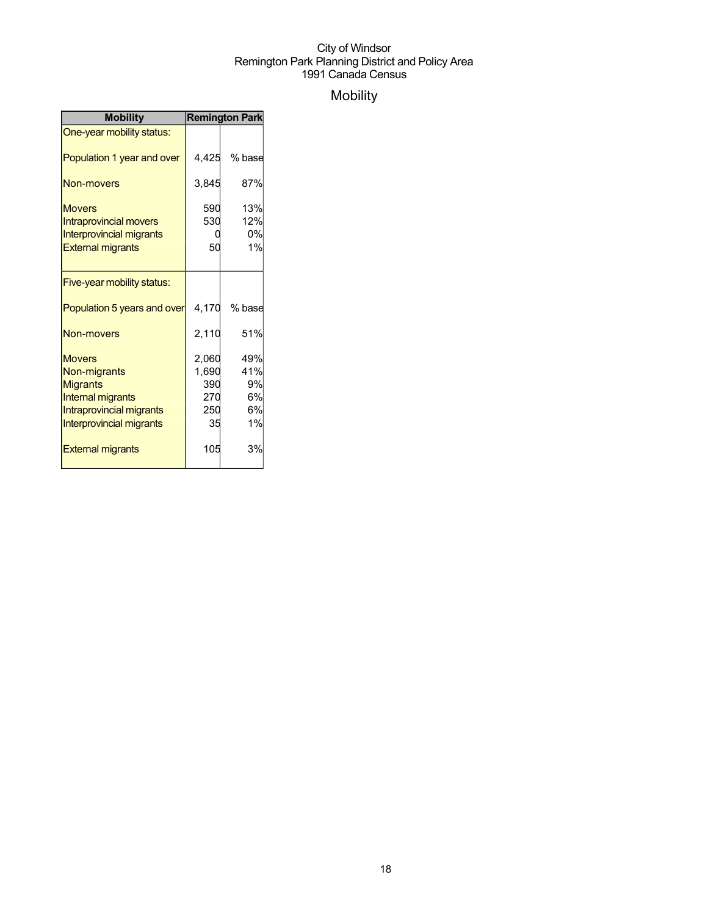City of Windsor
Remington Park Planning District and Policy Area
1991 Canada Census

# Mobility

| Mobility | Remington Park | |
|---|---|---|
| One-year mobility status: | | |
| Population 1 year and over | 4,425 | % base |
| Non-movers | 3,845 | 87% |
| Movers | 590 | 13% |
| Intraprovincial movers | 530 | 12% |
| Interprovincial migrants | 0 | 0% |
| External migrants | 50 | 1% |
| Five-year mobility status: | | |
| Population 5 years and over | 4,170 | % base |
| Non-movers | 2,110 | 51% |
| Movers | 2,060 | 49% |
| Non-migrants | 1,690 | 41% |
| Migrants | 390 | 9% |
| Internal migrants | 270 | 6% |
| Intraprovincial migrants | 250 | 6% |
| Interprovincial migrants | 35 | 1% |
| External migrants | 105 | 3% |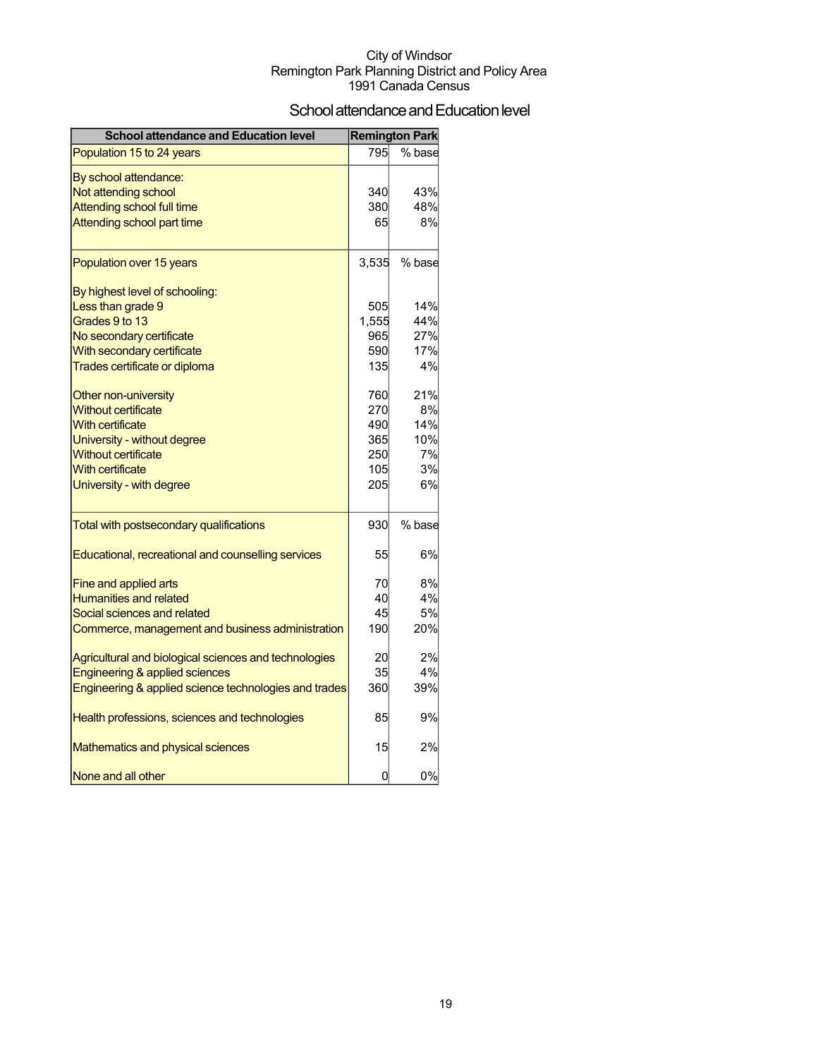City of Windsor
Remington Park Planning District and Policy Area
1991 Canada Census

# School attendance and Education level

| School attendance and Education level | Remington Park | |
|---|---|---|
| Population 15 to 24 years | 795 | % base |
| By school attendance: | | |
| Not attending school | 340 | 43% |
| Attending school full time | 380 | 48% |
| Attending school part time | 65 | 8% |
| Population over 15 years | 3,535 | % base |
| By highest level of schooling: | | |
| Less than grade 9 | 505 | 14% |
| Grades 9 to 13 | 1,555 | 44% |
| No secondary certificate | 965 | 27% |
| With secondary certificate | 590 | 17% |
| Trades certificate or diploma | 135 | 4% |
| Other non-university | 760 | 21% |
| Without certificate | 270 | 8% |
| With certificate | 490 | 14% |
| University - without degree | 365 | 10% |
| Without certificate | 250 | 7% |
| With certificate | 105 | 3% |
| University - with degree | 205 | 6% |
| Total with postsecondary qualifications | 930 | % base |
| Educational, recreational and counselling services | 55 | 6% |
| Fine and applied arts | 70 | 8% |
| Humanities and related | 40 | 4% |
| Social sciences and related | 45 | 5% |
| Commerce, management and business administration | 190 | 20% |
| Agricultural and biological sciences and technologies | 20 | 2% |
| Engineering & applied sciences | 35 | 4% |
| Engineering & applied science technologies and trades | 360 | 39% |
| Health professions, sciences and technologies | 85 | 9% |
| Mathematics and physical sciences | 15 | 2% |
| None and all other | 0 | 0% |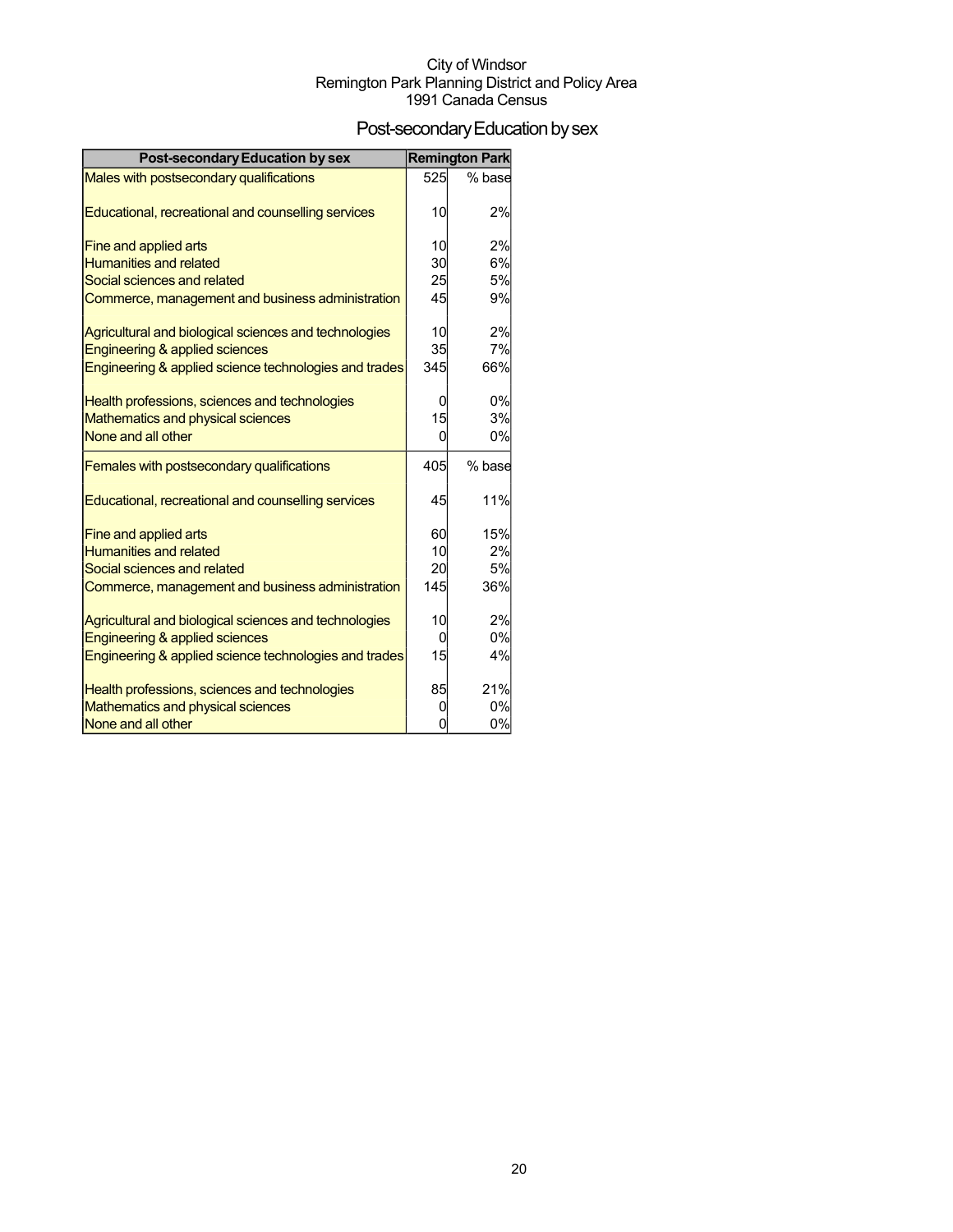City of Windsor
Remington Park Planning District and Policy Area
1991 Canada Census

# Post-secondary Education by sex

| Post-secondary Education by sex | Remington Park | |
|---|---|---|
| Males with postsecondary qualifications | 525 | % base |
| Educational, recreational and counselling services | 10 | 2% |
| Fine and applied arts | 10 | 2% |
| Humanities and related | 30 | 6% |
| Social sciences and related | 25 | 5% |
| Commerce, management and business administration | 45 | 9% |
| Agricultural and biological sciences and technologies | 10 | 2% |
| Engineering & applied sciences | 35 | 7% |
| Engineering & applied science technologies and trades | 345 | 66% |
| Health professions, sciences and technologies | 0 | 0% |
| Mathematics and physical sciences | 15 | 3% |
| None and all other | 0 | 0% |
| Females with postsecondary qualifications | 405 | % base |
| Educational, recreational and counselling services | 45 | 11% |
| Fine and applied arts | 60 | 15% |
| Humanities and related | 10 | 2% |
| Social sciences and related | 20 | 5% |
| Commerce, management and business administration | 145 | 36% |
| Agricultural and biological sciences and technologies | 10 | 2% |
| Engineering & applied sciences | 0 | 0% |
| Engineering & applied science technologies and trades | 15 | 4% |
| Health professions, sciences and technologies | 85 | 21% |
| Mathematics and physical sciences | 0 | 0% |
| None and all other | 0 | 0% |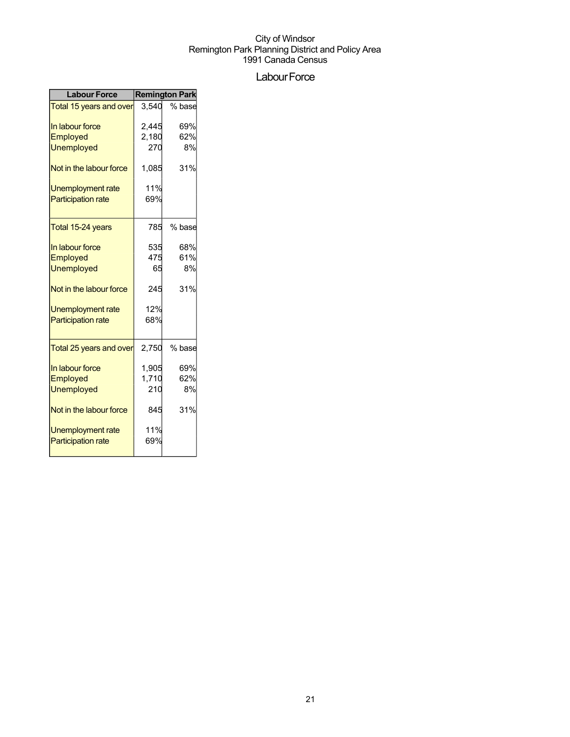City of Windsor
Remington Park Planning District and Policy Area
1991 Canada Census

# Labour Force

| Labour Force | Remington Park | |
|---|---|---|
| Total 15 years and over | 3,540 | % base |
| In labour force | 2,445 | 69% |
| Employed | 2,180 | 62% |
| Unemployed | 270 | 8% |
| Not in the labour force | 1,085 | 31% |
| Unemployment rate | 11% | |
| Participation rate | 69% | |
| Total 15-24 years | 785 | % base |
| In labour force | 535 | 68% |
| Employed | 475 | 61% |
| Unemployed | 65 | 8% |
| Not in the labour force | 245 | 31% |
| Unemployment rate | 12% | |
| Participation rate | 68% | |
| Total 25 years and over | 2,750 | % base |
| In labour force | 1,905 | 69% |
| Employed | 1,710 | 62% |
| Unemployed | 210 | 8% |
| Not in the labour force | 845 | 31% |
| Unemployment rate | 11% | |
| Participation rate | 69% | |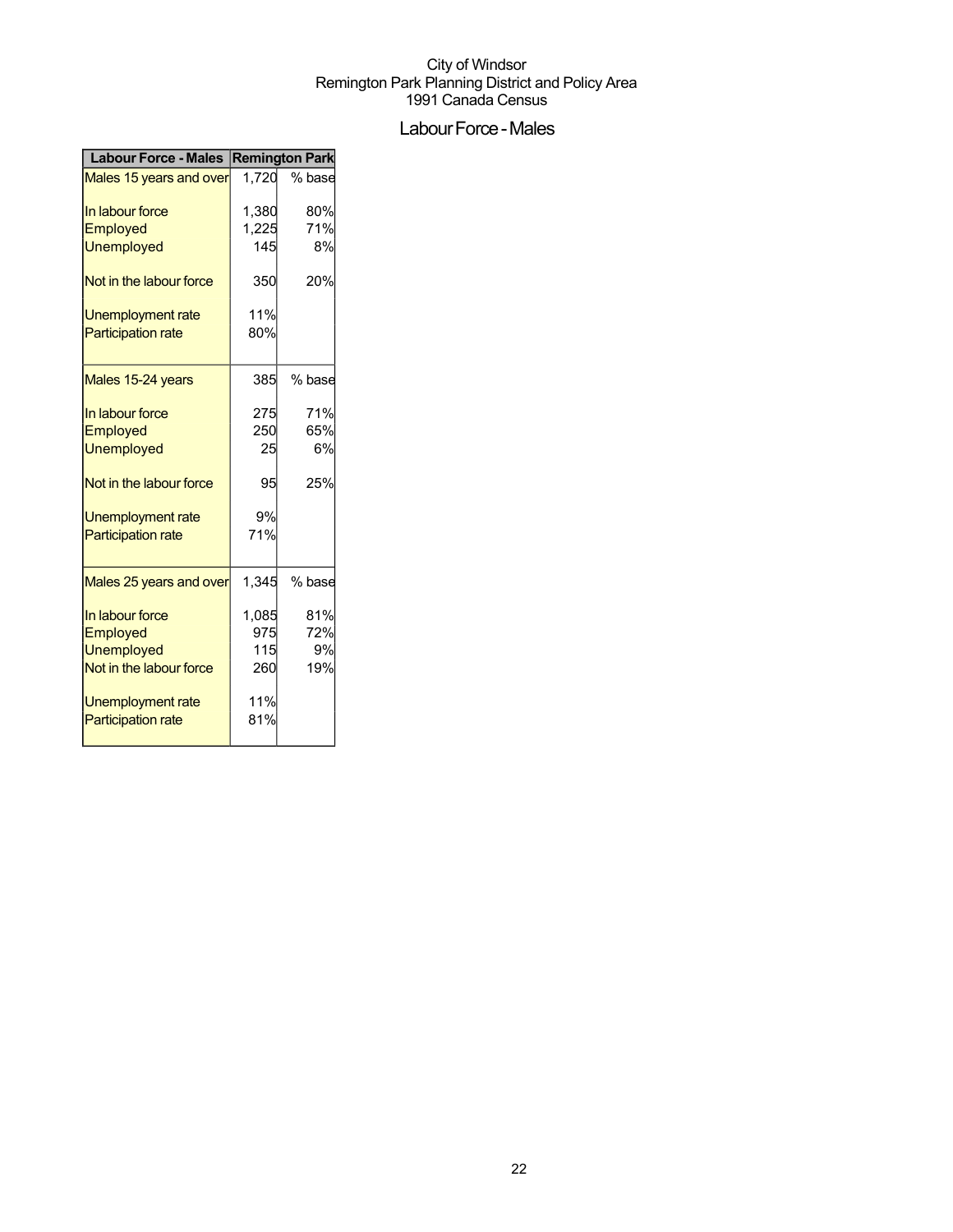City of Windsor
Remington Park Planning District and Policy Area
1991 Canada Census

# Labour Force - Males

| Labour Force - Males | Remington Park | |
|---|---|---|
| Males 15 years and over | 1,720 | % base |
| In labour force | 1,380 | 80% |
| Employed | 1,225 | 71% |
| Unemployed | 145 | 8% |
| Not in the labour force | 350 | 20% |
| Unemployment rate | 11% | |
| Participation rate | 80% | |
| Males 15-24 years | 385 | % base |
| In labour force | 275 | 71% |
| Employed | 250 | 65% |
| Unemployed | 25 | 6% |
| Not in the labour force | 95 | 25% |
| Unemployment rate | 9% | |
| Participation rate | 71% | |
| Males 25 years and over | 1,345 | % base |
| In labour force | 1,085 | 81% |
| Employed | 975 | 72% |
| Unemployed | 115 | 9% |
| Not in the labour force | 260 | 19% |
| Unemployment rate | 11% | |
| Participation rate | 81% | |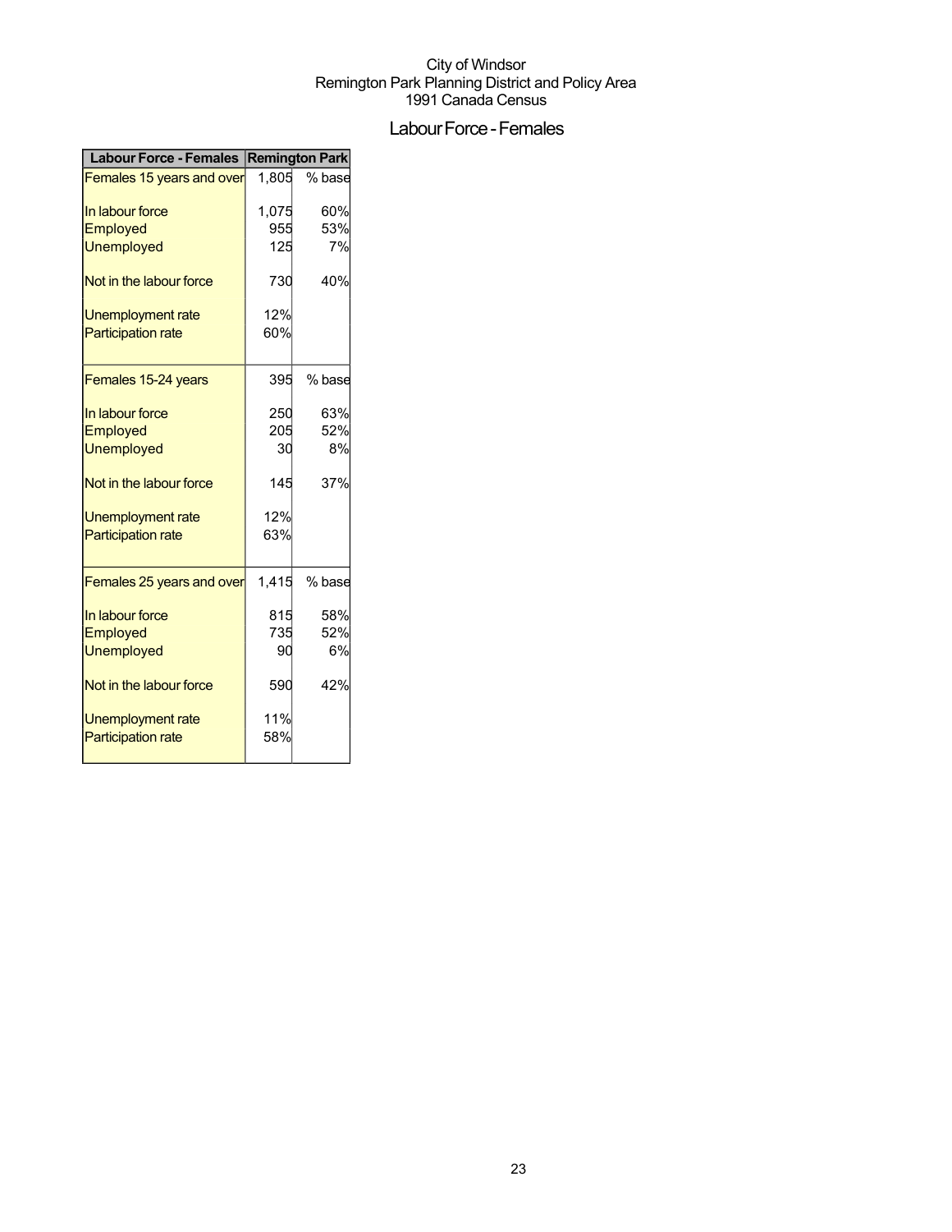City of Windsor
Remington Park Planning District and Policy Area
1991 Canada Census

# Labour Force - Females

| Labour Force - Females | Remington Park | |
|---|---|---|
| Females 15 years and over | 1,805 | % base |
| In labour force | 1,075 | 60% |
| Employed | 955 | 53% |
| Unemployed | 125 | 7% |
| Not in the labour force | 730 | 40% |
| Unemployment rate | 12% | |
| Participation rate | 60% | |
| Females 15-24 years | 395 | % base |
| In labour force | 250 | 63% |
| Employed | 205 | 52% |
| Unemployed | 30 | 8% |
| Not in the labour force | 145 | 37% |
| Unemployment rate | 12% | |
| Participation rate | 63% | |
| Females 25 years and over | 1,415 | % base |
| In labour force | 815 | 58% |
| Employed | 735 | 52% |
| Unemployed | 90 | 6% |
| Not in the labour force | 590 | 42% |
| Unemployment rate | 11% | |
| Participation rate | 58% | |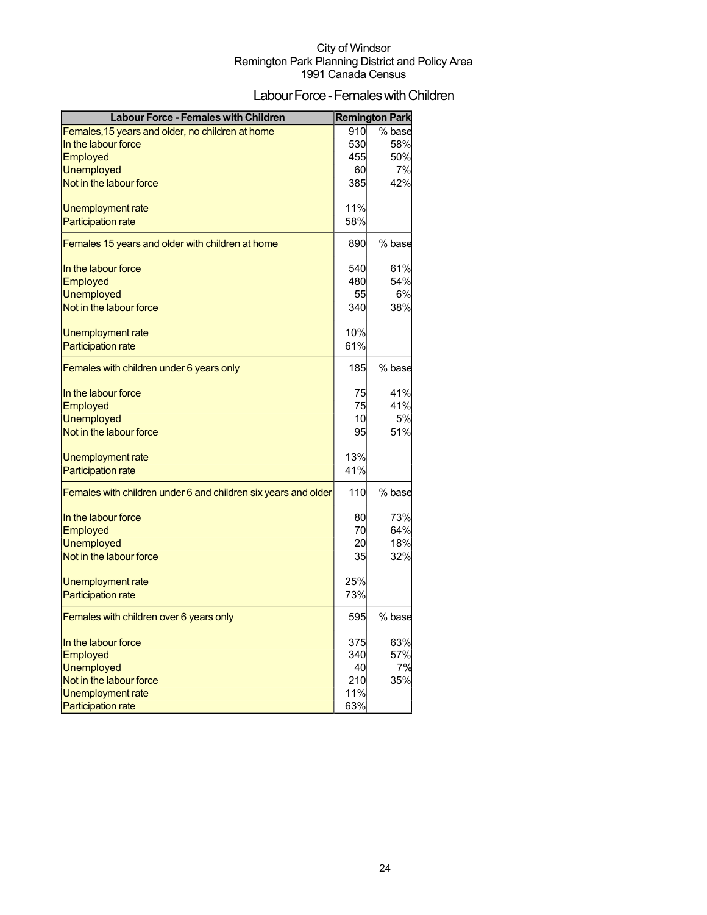City of Windsor
Remington Park Planning District and Policy Area
1991 Canada Census

# Labour Force - Females with Children

| Labour Force - Females with Children | Remington Park | |
|---|---|---|
| Females,15 years and older, no children at home | 910 | % base |
| In the labour force | 530 | 58% |
| Employed | 455 | 50% |
| Unemployed | 60 | 7% |
| Not in the labour force | 385 | 42% |
| Unemployment rate | 11% | |
| Participation rate | 58% | |
| Females 15 years and older with children at home | 890 | % base |
| In the labour force | 540 | 61% |
| Employed | 480 | 54% |
| Unemployed | 55 | 6% |
| Not in the labour force | 340 | 38% |
| Unemployment rate | 10% | |
| Participation rate | 61% | |
| Females with children under 6 years only | 185 | % base |
| In the labour force | 75 | 41% |
| Employed | 75 | 41% |
| Unemployed | 10 | 5% |
| Not in the labour force | 95 | 51% |
| Unemployment rate | 13% | |
| Participation rate | 41% | |
| Females with children under 6 and children six years and older | 110 | % base |
| In the labour force | 80 | 73% |
| Employed | 70 | 64% |
| Unemployed | 20 | 18% |
| Not in the labour force | 35 | 32% |
| Unemployment rate | 25% | |
| Participation rate | 73% | |
| Females with children over 6 years only | 595 | % base |
| In the labour force | 375 | 63% |
| Employed | 340 | 57% |
| Unemployed | 40 | 7% |
| Not in the labour force | 210 | 35% |
| Unemployment rate | 11% | |
| Participation rate | 63% | |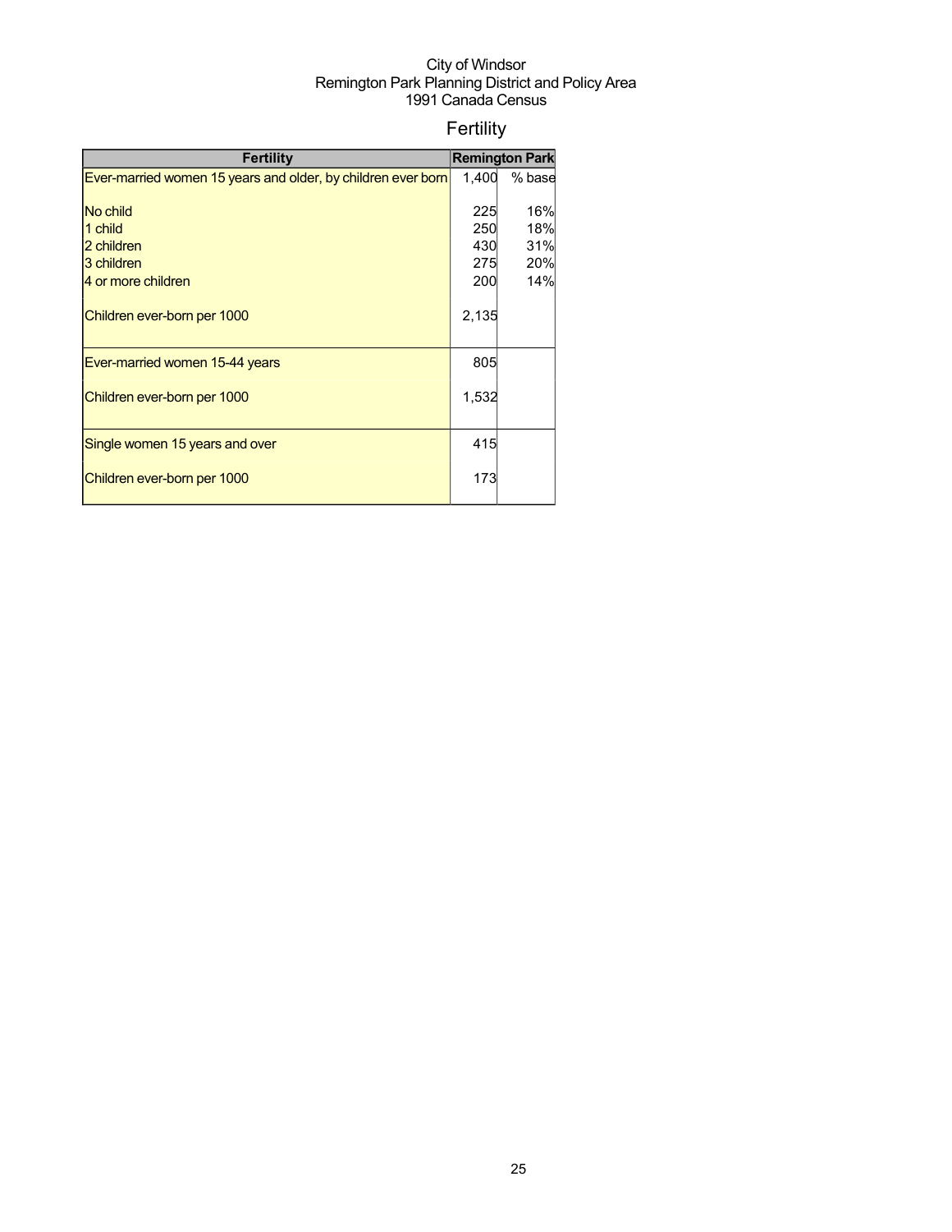City of Windsor
Remington Park Planning District and Policy Area
1991 Canada Census

# Fertility

| Fertility | Remington Park | |
|---|---|---|
| Ever-married women 15 years and older, by children ever born | 1,400 | % base |
| No child | 225 | 16% |
| 1 child | 250 | 18% |
| 2 children | 430 | 31% |
| 3 children | 275 | 20% |
| 4 or more children | 200 | 14% |
| Children ever-born per 1000 | 2,135 | |
| Ever-married women 15-44 years | 805 | |
| Children ever-born per 1000 | 1,532 | |
| Single women 15 years and over | 415 | |
| Children ever-born per 1000 | 173 | |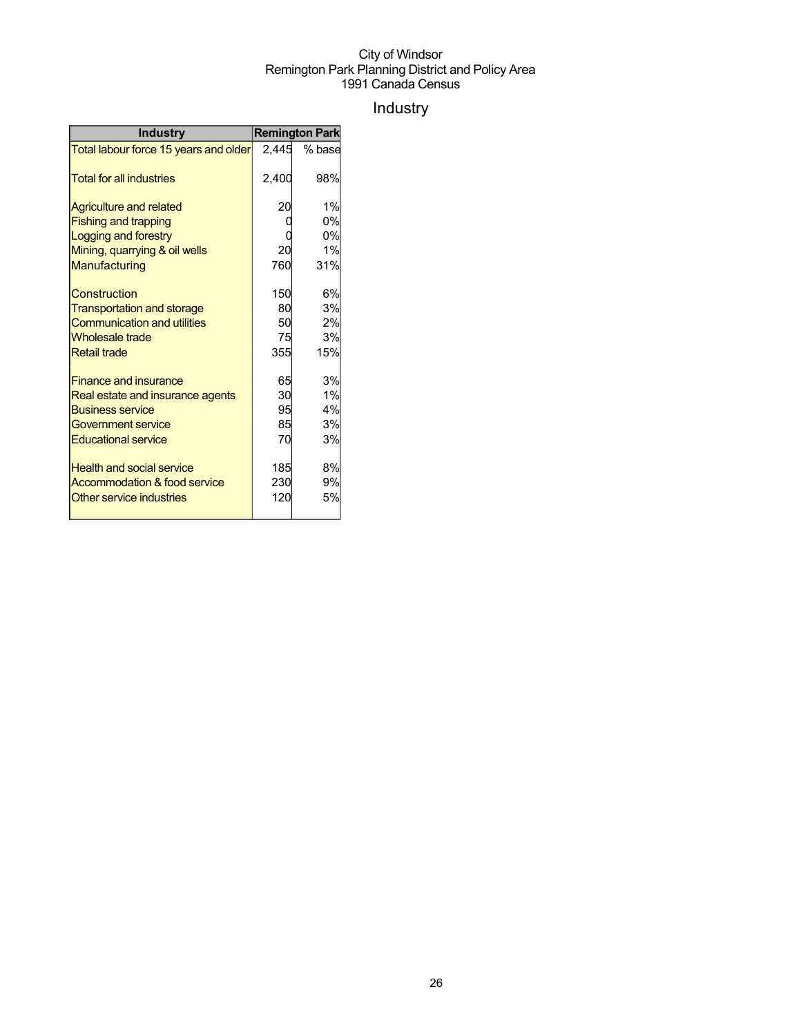City of Windsor
Remington Park Planning District and Policy Area
1991 Canada Census

# Industry

| Industry | Remington Park | |
|---|---|---|
| Total labour force 15 years and older | 2,445 | % base |
| Total for all industries | 2,400 | 98% |
| Agriculture and related | 20 | 1% |
| Fishing and trapping | 0 | 0% |
| Logging and forestry | 0 | 0% |
| Mining, quarrying & oil wells | 20 | 1% |
| Manufacturing | 760 | 31% |
| Construction | 150 | 6% |
| Transportation and storage | 80 | 3% |
| Communication and utilities | 50 | 2% |
| Wholesale trade | 75 | 3% |
| Retail trade | 355 | 15% |
| Finance and insurance | 65 | 3% |
| Real estate and insurance agents | 30 | 1% |
| Business service | 95 | 4% |
| Government service | 85 | 3% |
| Educational service | 70 | 3% |
| Health and social service | 185 | 8% |
| Accommodation & food service | 230 | 9% |
| Other service industries | 120 | 5% |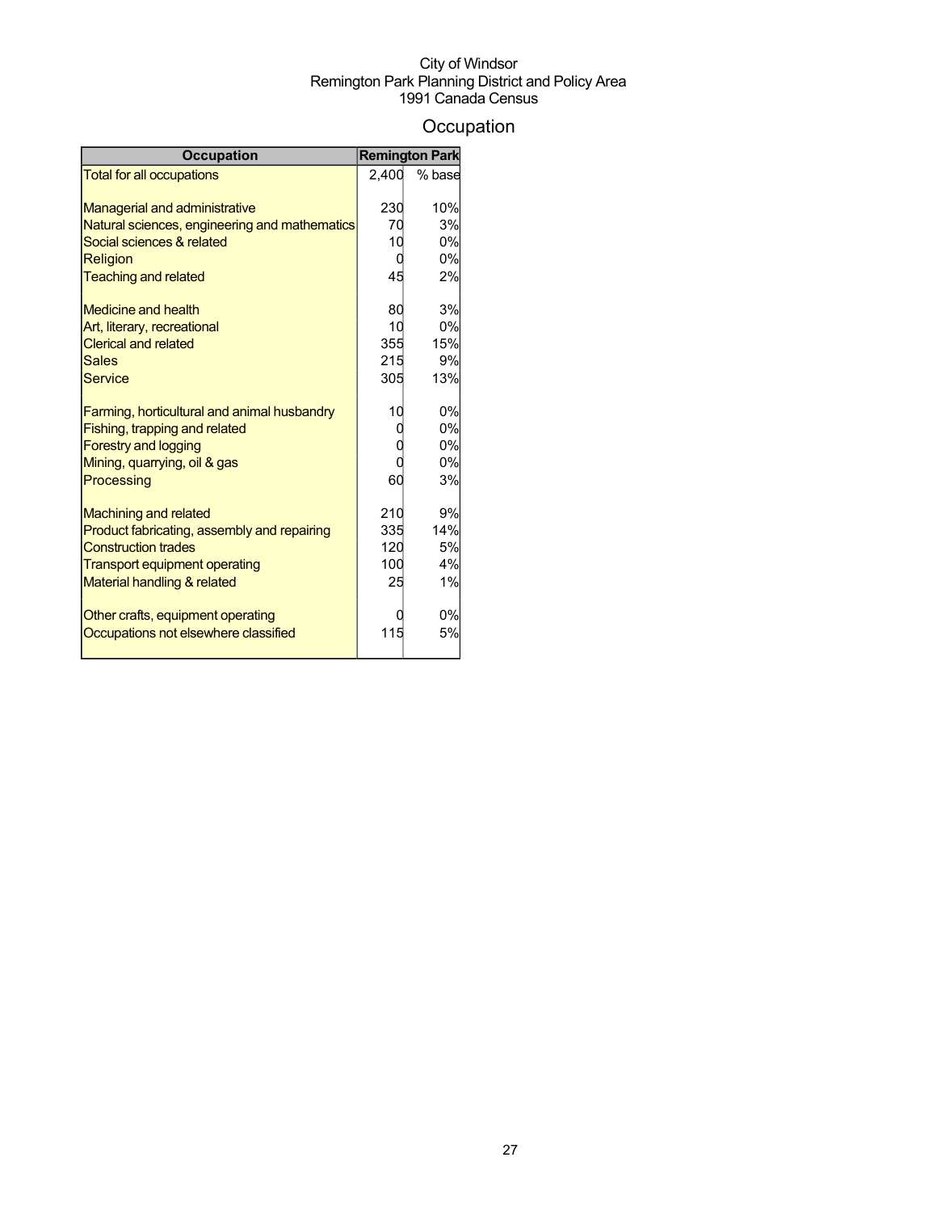City of Windsor
Remington Park Planning District and Policy Area
1991 Canada Census

# Occupation

| Occupation | Remington Park | |
|---|---|---|
| Total for all occupations | 2,400 | % base |
| Managerial and administrative | 230 | 10% |
| Natural sciences, engineering and mathematics | 70 | 3% |
| Social sciences & related | 10 | 0% |
| Religion | 0 | 0% |
| Teaching and related | 45 | 2% |
| Medicine and health | 80 | 3% |
| Art, literary, recreational | 10 | 0% |
| Clerical and related | 355 | 15% |
| Sales | 215 | 9% |
| Service | 305 | 13% |
| Farming, horticultural and animal husbandry | 10 | 0% |
| Fishing, trapping and related | 0 | 0% |
| Forestry and logging | 0 | 0% |
| Mining, quarrying, oil & gas | 0 | 0% |
| Processing | 60 | 3% |
| Machining and related | 210 | 9% |
| Product fabricating, assembly and repairing | 335 | 14% |
| Construction trades | 120 | 5% |
| Transport equipment operating | 100 | 4% |
| Material handling & related | 25 | 1% |
| Other crafts, equipment operating | 0 | 0% |
| Occupations not elsewhere classified | 115 | 5% |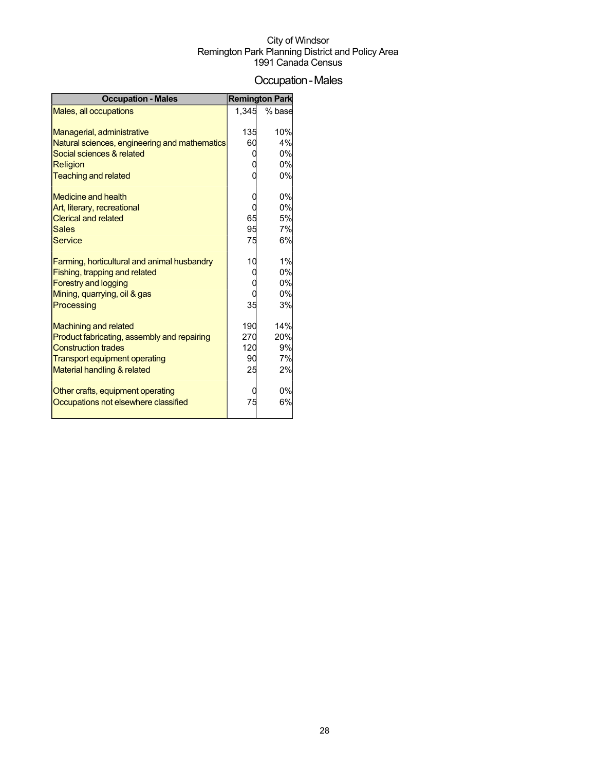City of Windsor
Remington Park Planning District and Policy Area
1991 Canada Census

# Occupation - Males

| Occupation - Males | Remington Park | |
|---|---|---|
| Males, all occupations | 1,345 | % base |
| | | |
| Managerial, administrative | 135 | 10% |
| Natural sciences, engineering and mathematics | 60 | 4% |
| Social sciences & related | 0 | 0% |
| Religion | 0 | 0% |
| Teaching and related | 0 | 0% |
| | | |
| Medicine and health | 0 | 0% |
| Art, literary, recreational | 0 | 0% |
| Clerical and related | 65 | 5% |
| Sales | 95 | 7% |
| Service | 75 | 6% |
| | | |
| Farming, horticultural and animal husbandry | 10 | 1% |
| Fishing, trapping and related | 0 | 0% |
| Forestry and logging | 0 | 0% |
| Mining, quarrying, oil & gas | 0 | 0% |
| Processing | 35 | 3% |
| | | |
| Machining and related | 190 | 14% |
| Product fabricating, assembly and repairing | 270 | 20% |
| Construction trades | 120 | 9% |
| Transport equipment operating | 90 | 7% |
| Material handling & related | 25 | 2% |
| | | |
| Other crafts, equipment operating | 0 | 0% |
| Occupations not elsewhere classified | 75 | 6% |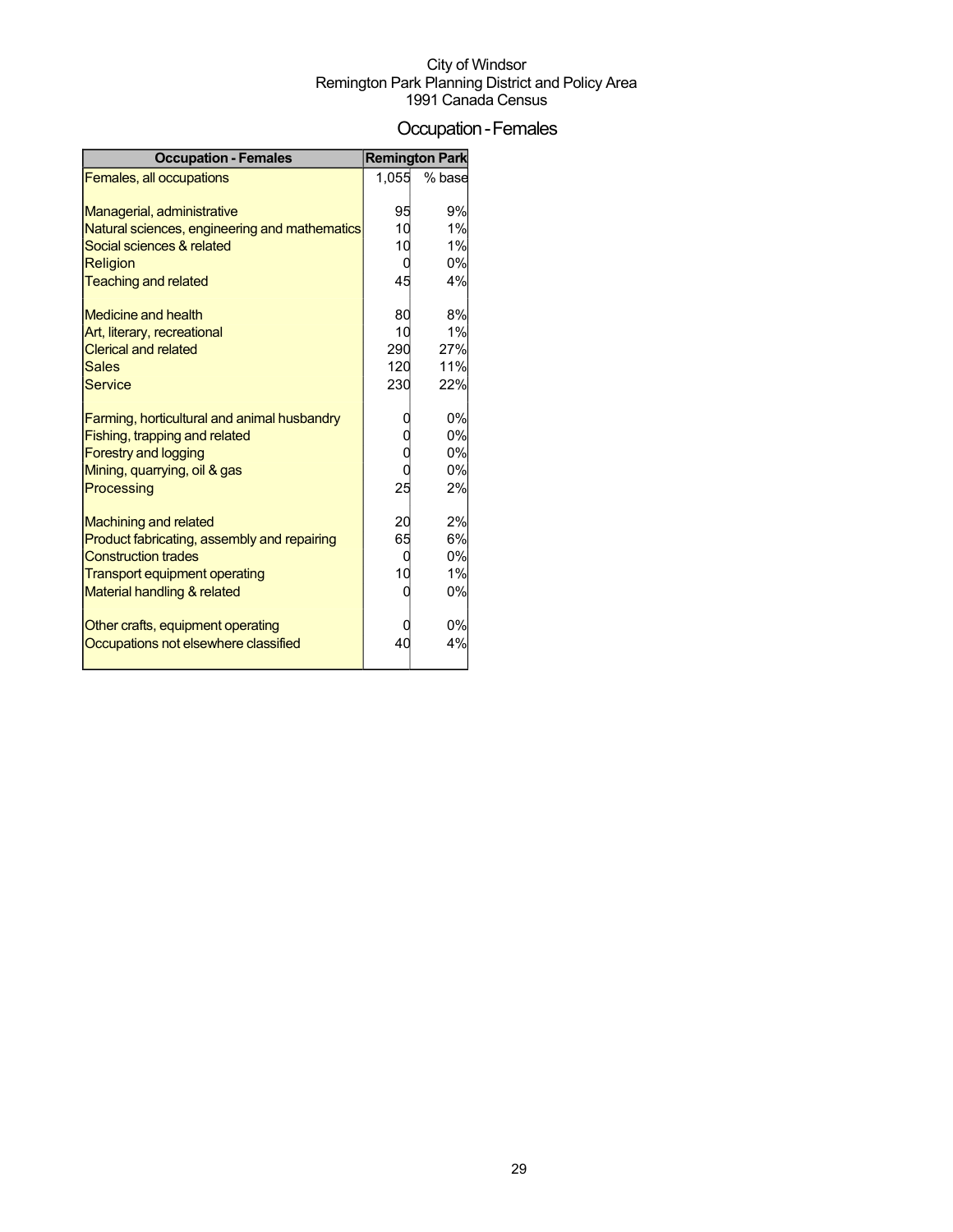City of Windsor
Remington Park Planning District and Policy Area
1991 Canada Census

# Occupation - Females

| Occupation - Females | Remington Park | |
|---|---|---|
| Females, all occupations | 1,055 | % base |
| Managerial, administrative | 95 | 9% |
| Natural sciences, engineering and mathematics | 10 | 1% |
| Social sciences & related | 10 | 1% |
| Religion | 0 | 0% |
| Teaching and related | 45 | 4% |
| Medicine and health | 80 | 8% |
| Art, literary, recreational | 10 | 1% |
| Clerical and related | 290 | 27% |
| Sales | 120 | 11% |
| Service | 230 | 22% |
| Farming, horticultural and animal husbandry | 0 | 0% |
| Fishing, trapping and related | 0 | 0% |
| Forestry and logging | 0 | 0% |
| Mining, quarrying, oil & gas | 0 | 0% |
| Processing | 25 | 2% |
| Machining and related | 20 | 2% |
| Product fabricating, assembly and repairing | 65 | 6% |
| Construction trades | 0 | 0% |
| Transport equipment operating | 10 | 1% |
| Material handling & related | 0 | 0% |
| Other crafts, equipment operating | 0 | 0% |
| Occupations not elsewhere classified | 40 | 4% |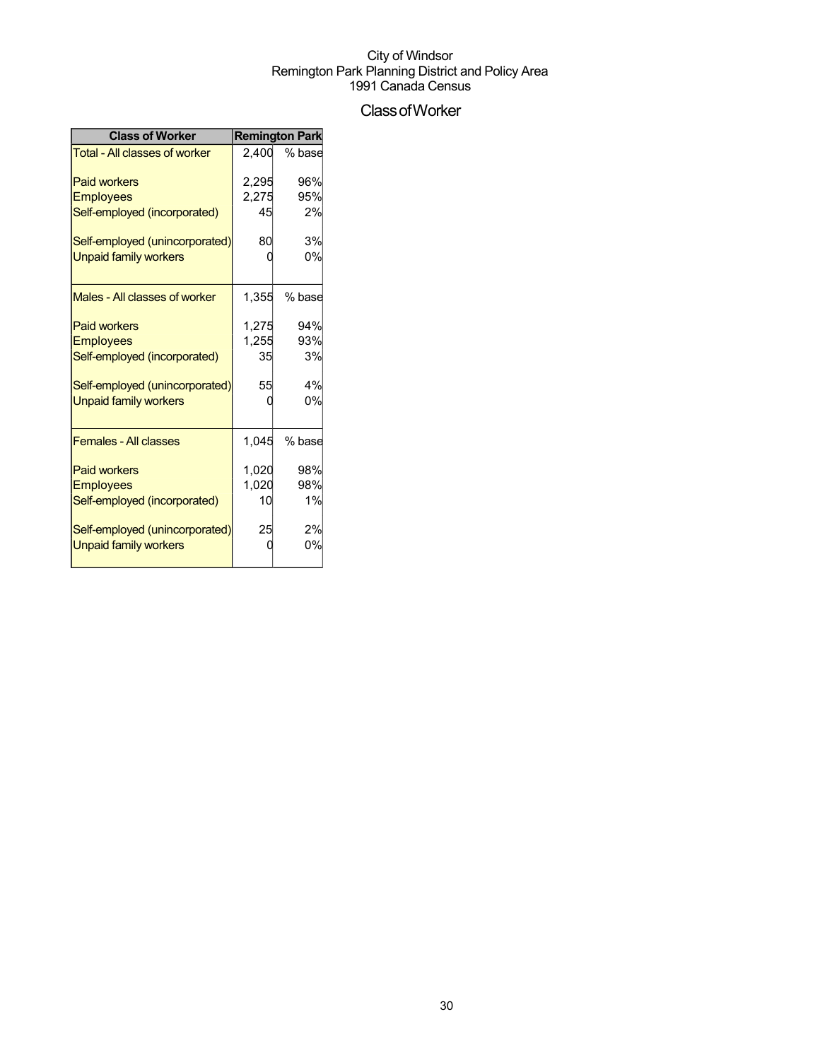City of Windsor
Remington Park Planning District and Policy Area
1991 Canada Census

# Class of Worker

| Class of Worker | Remington Park | |
|---|---|---|
| Total - All classes of worker | 2,400 | % base |
| Paid workers | 2,295 | 96% |
| Employees | 2,275 | 95% |
| Self-employed (incorporated) | 45 | 2% |
| Self-employed (unincorporated) | 80 | 3% |
| Unpaid family workers | 0 | 0% |
| Males - All classes of worker | 1,355 | % base |
| Paid workers | 1,275 | 94% |
| Employees | 1,255 | 93% |
| Self-employed (incorporated) | 35 | 3% |
| Self-employed (unincorporated) | 55 | 4% |
| Unpaid family workers | 0 | 0% |
| Females - All classes | 1,045 | % base |
| Paid workers | 1,020 | 98% |
| Employees | 1,020 | 98% |
| Self-employed (incorporated) | 10 | 1% |
| Self-employed (unincorporated) | 25 | 2% |
| Unpaid family workers | 0 | 0% |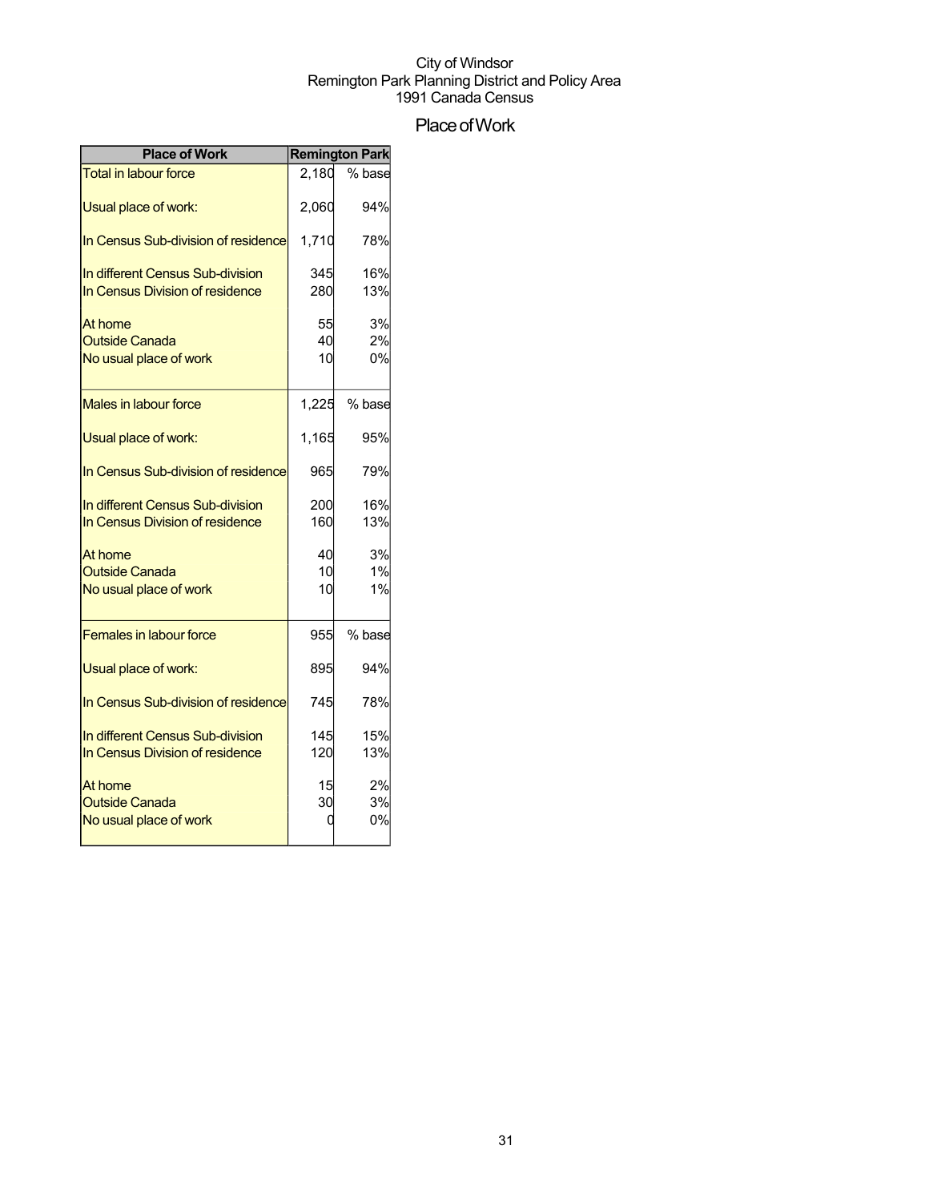City of Windsor
Remington Park Planning District and Policy Area
1991 Canada Census

# Place of Work

| Place of Work | Remington Park | |
|---|---|---|
| Total in labour force | 2,180 | % base |
| Usual place of work: | 2,060 | 94% |
| In Census Sub-division of residence | 1,710 | 78% |
| In different Census Sub-division | 345 | 16% |
| In Census Division of residence | 280 | 13% |
| At home | 55 | 3% |
| Outside Canada | 40 | 2% |
| No usual place of work | 10 | 0% |
| Males in labour force | 1,225 | % base |
| Usual place of work: | 1,165 | 95% |
| In Census Sub-division of residence | 965 | 79% |
| In different Census Sub-division | 200 | 16% |
| In Census Division of residence | 160 | 13% |
| At home | 40 | 3% |
| Outside Canada | 10 | 1% |
| No usual place of work | 10 | 1% |
| Females in labour force | 955 | % base |
| Usual place of work: | 895 | 94% |
| In Census Sub-division of residence | 745 | 78% |
| In different Census Sub-division | 145 | 15% |
| In Census Division of residence | 120 | 13% |
| At home | 15 | 2% |
| Outside Canada | 30 | 3% |
| No usual place of work | 0 | 0% |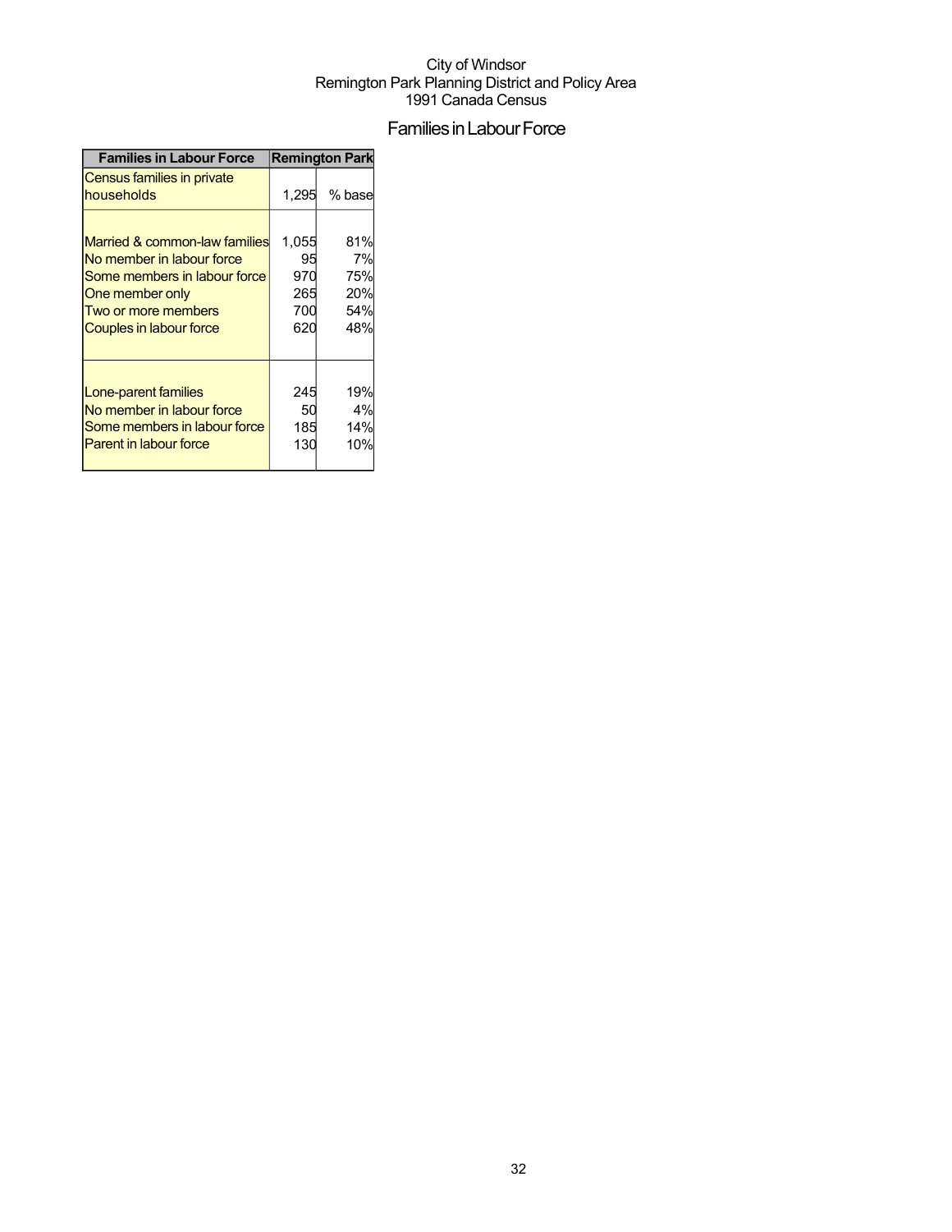City of Windsor
Remington Park Planning District and Policy Area
1991 Canada Census

# Families in Labour Force

| Families in Labour Force | Remington Park | |
|---|---|---|
| Census families in private households | 1,295 | % base |
| Married & common-law families | 1,055 | 81% |
| No member in labour force | 95 | 7% |
| Some members in labour force | 970 | 75% |
| One member only | 265 | 20% |
| Two or more members | 700 | 54% |
| Couples in labour force | 620 | 48% |
| Lone-parent families | 245 | 19% |
| No member in labour force | 50 | 4% |
| Some members in labour force | 185 | 14% |
| Parent in labour force | 130 | 10% |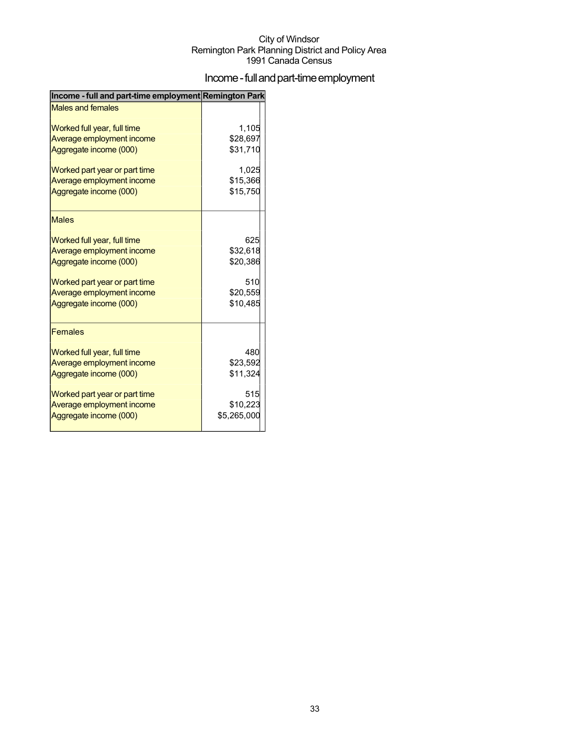City of Windsor
Remington Park Planning District and Policy Area
1991 Canada Census

# Income - full and part-time employment

| Income - full and part-time employment | Remington Park |
|---|---|
| Males and females | |
| Worked full year, full time | 1,105 |
| Average employment income | $28,697 |
| Aggregate income (000) | $31,710 |
| Worked part year or part time | 1,025 |
| Average employment income | $15,366 |
| Aggregate income (000) | $15,750 |
| Males | |
| Worked full year, full time | 625 |
| Average employment income | $32,618 |
| Aggregate income (000) | $20,386 |
| Worked part year or part time | 510 |
| Average employment income | $20,559 |
| Aggregate income (000) | $10,485 |
| Females | |
| Worked full year, full time | 480 |
| Average employment income | $23,592 |
| Aggregate income (000) | $11,324 |
| Worked part year or part time | 515 |
| Average employment income | $10,223 |
| Aggregate income (000) | $5,265,000 |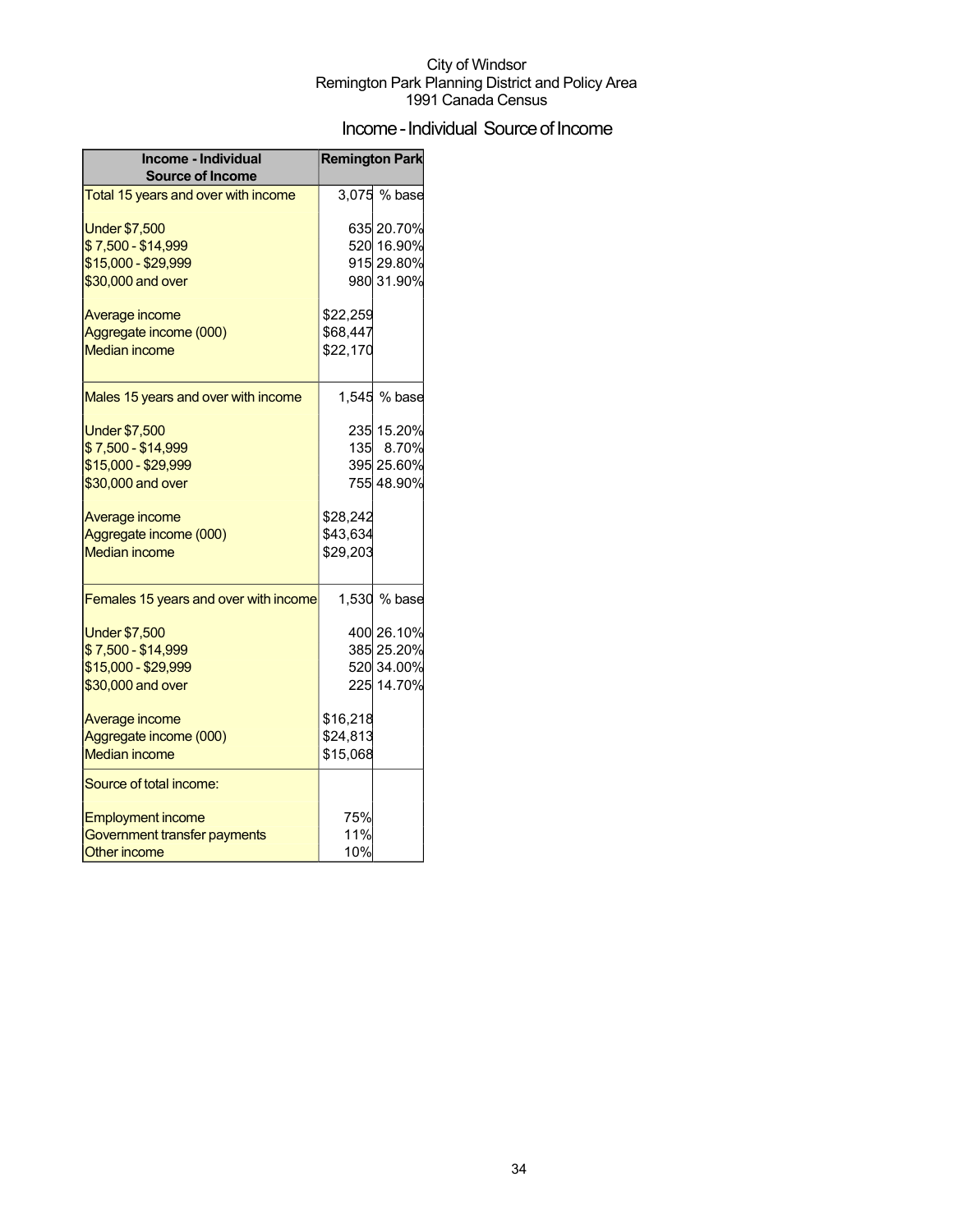City of Windsor
Remington Park Planning District and Policy Area
1991 Canada Census

# Income - Individual Source of Income

| Income - Individual Source of Income | Remington Park | |
|---|---|---|
| Total 15 years and over with income | 3,075 | % base |
| Under $7,500 | 635 | 20.70% |
| $ 7,500 - $14,999 | 520 | 16.90% |
| $15,000 - $29,999 | 915 | 29.80% |
| $30,000 and over | 980 | 31.90% |
| Average income | $22,259 | |
| Aggregate income (000) | $68,447 | |
| Median income | $22,170 | |
| Males 15 years and over with income | 1,545 | % base |
| Under $7,500 | 235 | 15.20% |
| $ 7,500 - $14,999 | 135 | 8.70% |
| $15,000 - $29,999 | 395 | 25.60% |
| $30,000 and over | 755 | 48.90% |
| Average income | $28,242 | |
| Aggregate income (000) | $43,634 | |
| Median income | $29,203 | |
| Females 15 years and over with income | 1,530 | % base |
| Under $7,500 | 400 | 26.10% |
| $ 7,500 - $14,999 | 385 | 25.20% |
| $15,000 - $29,999 | 520 | 34.00% |
| $30,000 and over | 225 | 14.70% |
| Average income | $16,218 | |
| Aggregate income (000) | $24,813 | |
| Median income | $15,068 | |
| Source of total income: | | |
| Employment income | 75% | |
| Government transfer payments | 11% | |
| Other income | 10% | |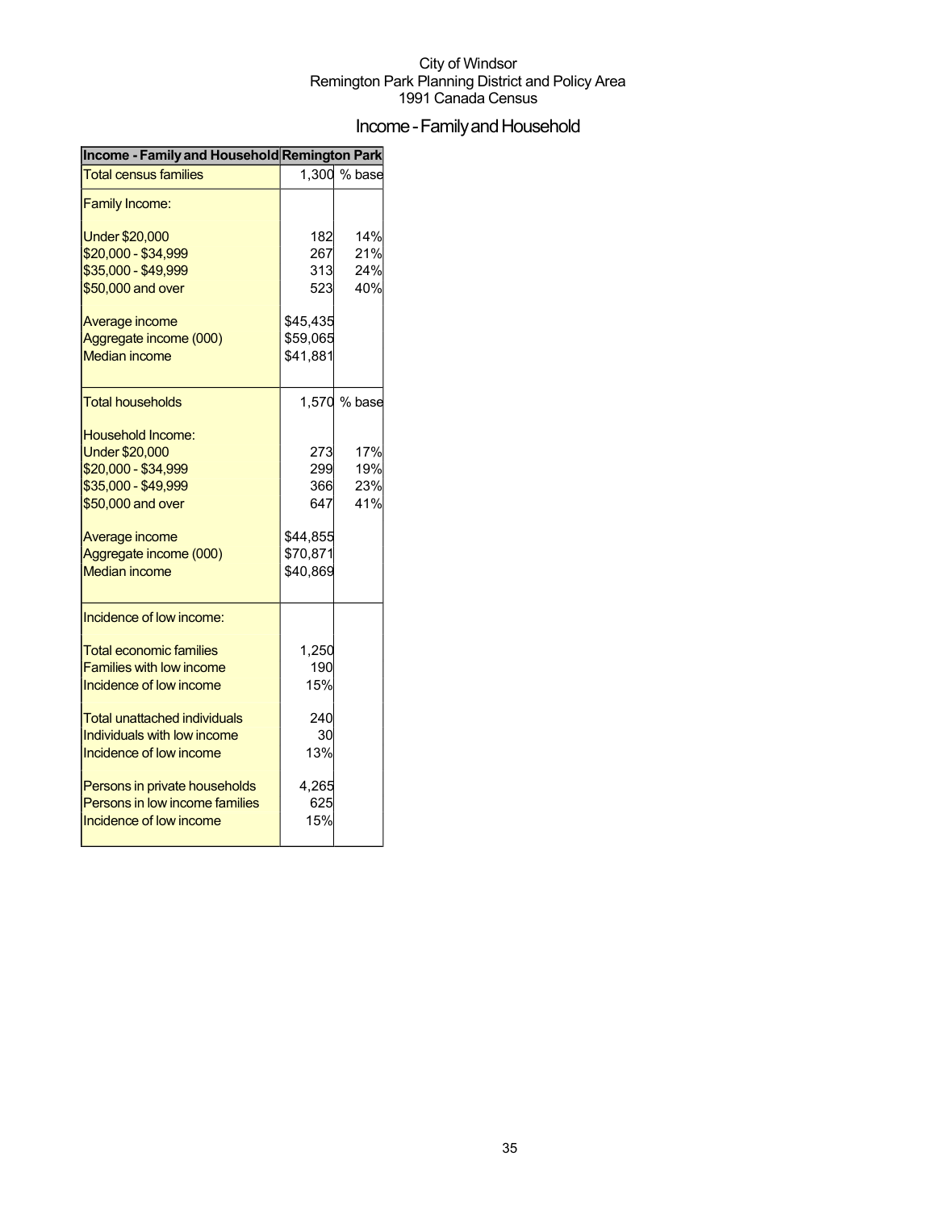City of Windsor
Remington Park Planning District and Policy Area
1991 Canada Census

# Income - Family and Household

| Income - Family and Household | Remington Park | |
|---|---|---|
| Total census families | 1,300 | % base |
| Family Income: | | |
| Under $20,000 | 182 | 14% |
| $20,000 - $34,999 | 267 | 21% |
| $35,000 - $49,999 | 313 | 24% |
| $50,000 and over | 523 | 40% |
| Average income | $45,435 | |
| Aggregate income (000) | $59,065 | |
| Median income | $41,881 | |
| Total households | 1,570 | % base |
| Household Income: | | |
| Under $20,000 | 273 | 17% |
| $20,000 - $34,999 | 299 | 19% |
| $35,000 - $49,999 | 366 | 23% |
| $50,000 and over | 647 | 41% |
| Average income | $44,855 | |
| Aggregate income (000) | $70,871 | |
| Median income | $40,869 | |
| Incidence of low income: | | |
| Total economic families | 1,250 | |
| Families with low income | 190 | |
| Incidence of low income | 15% | |
| Total unattached individuals | 240 | |
| Individuals with low income | 30 | |
| Incidence of low income | 13% | |
| Persons in private households | 4,265 | |
| Persons in low income families | 625 | |
| Incidence of low income | 15% | |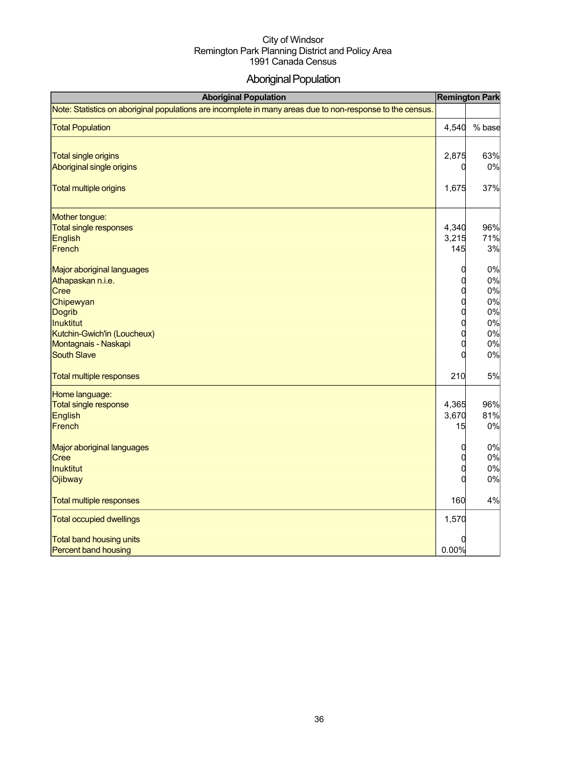City of Windsor
Remington Park Planning District and Policy Area
1991 Canada Census

# Aboriginal Population

| Aboriginal Population | Remington Park | |
|---|---|---|
| Note: Statistics on aboriginal populations are incomplete in many areas due to non-response to the census. | | |
| Total Population | 4,540 | % base |
| Total single origins | 2,875 | 63% |
| Aboriginal single origins | 0 | 0% |
| Total multiple origins | 1,675 | 37% |
| Mother tongue: | | |
| Total single responses | 4,340 | 96% |
| English | 3,215 | 71% |
| French | 145 | 3% |
| Major aboriginal languages | 0 | 0% |
| Athapaskan n.i.e. | 0 | 0% |
| Cree | 0 | 0% |
| Chipewyan | 0 | 0% |
| Dogrib | 0 | 0% |
| Inuktitut | 0 | 0% |
| Kutchin-Gwich'in (Loucheux) | 0 | 0% |
| Montagnais - Naskapi | 0 | 0% |
| South Slave | 0 | 0% |
| Total multiple responses | 210 | 5% |
| Home language: | | |
| Total single response | 4,365 | 96% |
| English | 3,670 | 81% |
| French | 15 | 0% |
| Major aboriginal languages | 0 | 0% |
| Cree | 0 | 0% |
| Inuktitut | 0 | 0% |
| Ojibway | 0 | 0% |
| Total multiple responses | 160 | 4% |
| Total occupied dwellings | 1,570 | |
| Total band housing units | 0 | |
| Percent band housing | 0.00% | |